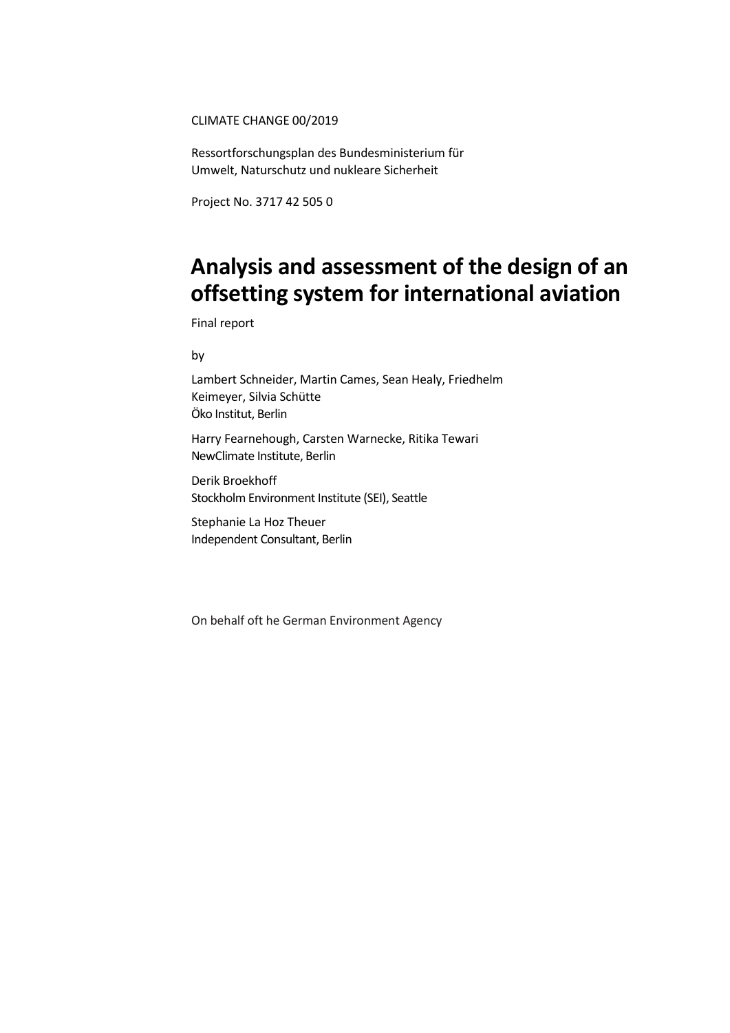CLIMATE CHANGE 00/2019

Ressortforschungsplan des Bundesministerium für Umwelt, Naturschutz und nukleare Sicherheit

Project No. 3717 42 505 0

# Analysis and assessment of the design of an offsetting system for international aviation

Final report

by

Lambert Schneider, Martin Cames, Sean Healy, Friedhelm Keimeyer, Silvia Schütte
Öko Institut, Berlin

Harry Fearnehough, Carsten Warnecke, Ritika Tewari
NewClimate Institute, Berlin

Derik Broekhoff
Stockholm Environment Institute (SEI), Seattle

Stephanie La Hoz Theuer
Independent Consultant, Berlin

On behalf oft he German Environment Agency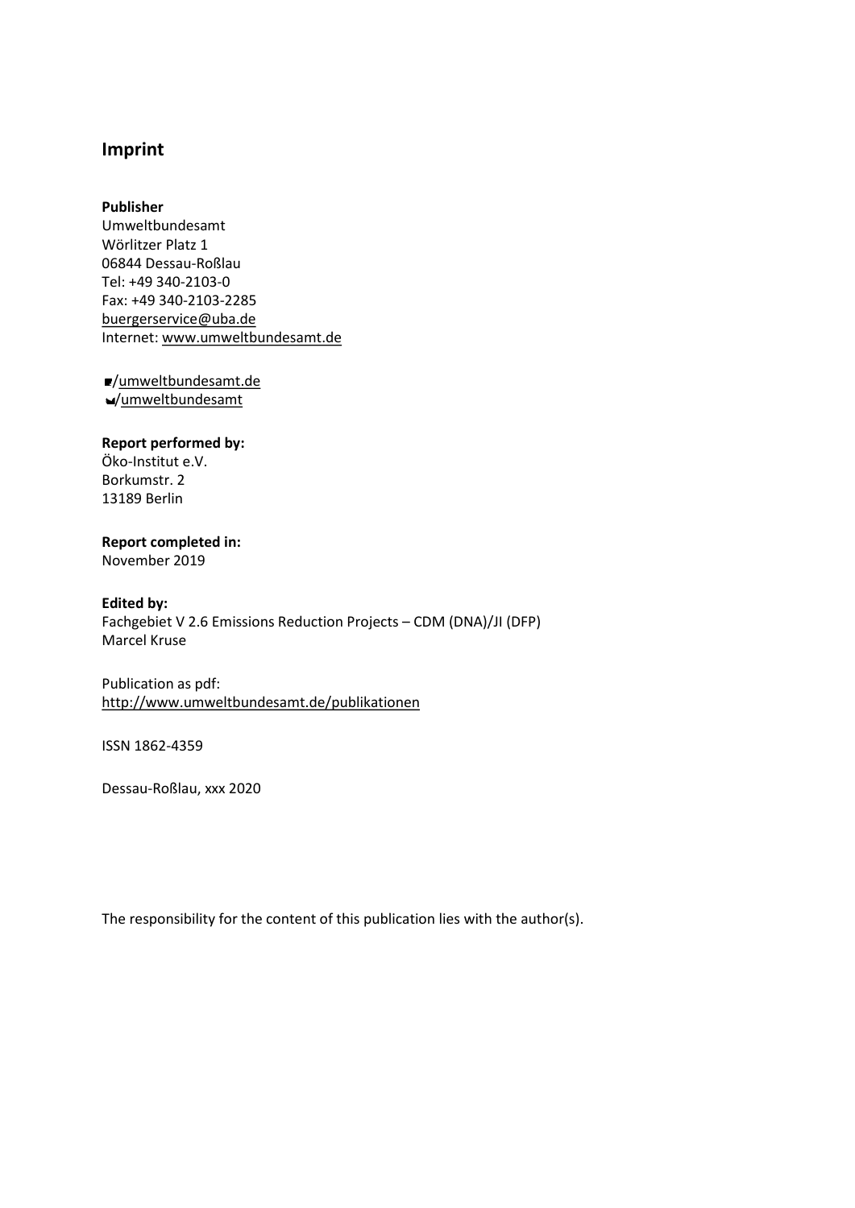## Imprint

**Publisher**
Umweltbundesamt
Wörlitzer Platz 1
06844 Dessau-Roßlau
Tel: +49 340-2103-0
Fax: +49 340-2103-2285
buergerservice@uba.de
Internet: www.umweltbundesamt.de

/umweltbundesamt.de
/umweltbundesamt

**Report performed by:**
Öko-Institut e.V.
Borkumstr. 2
13189 Berlin

**Report completed in:**
November 2019

**Edited by:**
Fachgebiet V 2.6 Emissions Reduction Projects – CDM (DNA)/JI (DFP)
Marcel Kruse

Publication as pdf:
http://www.umweltbundesamt.de/publikationen

ISSN 1862-4359

Dessau-Roßlau, xxx 2020

The responsibility for the content of this publication lies with the author(s).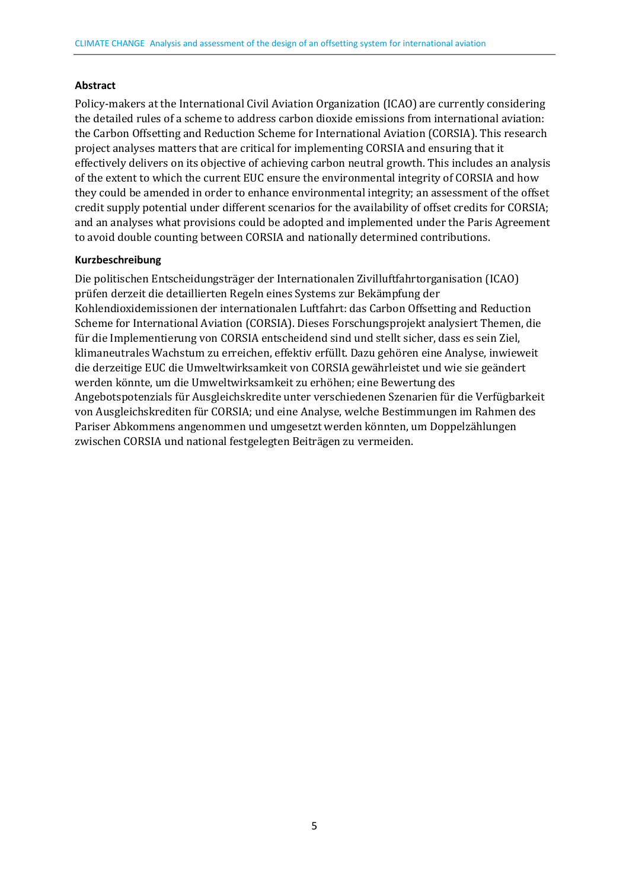**Abstract**

Policy-makers at the International Civil Aviation Organization (ICAO) are currently considering the detailed rules of a scheme to address carbon dioxide emissions from international aviation: the Carbon Offsetting and Reduction Scheme for International Aviation (CORSIA). This research project analyses matters that are critical for implementing CORSIA and ensuring that it effectively delivers on its objective of achieving carbon neutral growth. This includes an analysis of the extent to which the current EUC ensure the environmental integrity of CORSIA and how they could be amended in order to enhance environmental integrity; an assessment of the offset credit supply potential under different scenarios for the availability of offset credits for CORSIA; and an analyses what provisions could be adopted and implemented under the Paris Agreement to avoid double counting between CORSIA and nationally determined contributions.

**Kurzbeschreibung**

Die politischen Entscheidungsträger der Internationalen Zivilluftfahrtorganisation (ICAO) prüfen derzeit die detaillierten Regeln eines Systems zur Bekämpfung der Kohlendioxidemissionen der internationalen Luftfahrt: das Carbon Offsetting and Reduction Scheme for International Aviation (CORSIA). Dieses Forschungsprojekt analysiert Themen, die für die Implementierung von CORSIA entscheidend sind und stellt sicher, dass es sein Ziel, klimaneutrales Wachstum zu erreichen, effektiv erfüllt. Dazu gehören eine Analyse, inwieweit die derzeitige EUC die Umweltwirksamkeit von CORSIA gewährleistet und wie sie geändert werden könnte, um die Umweltwirksamkeit zu erhöhen; eine Bewertung des Angebotspotenzials für Ausgleichskredite unter verschiedenen Szenarien für die Verfügbarkeit von Ausgleichskrediten für CORSIA; und eine Analyse, welche Bestimmungen im Rahmen des Pariser Abkommens angenommen und umgesetzt werden könnten, um Doppelzählungen zwischen CORSIA und national festgelegten Beiträgen zu vermeiden.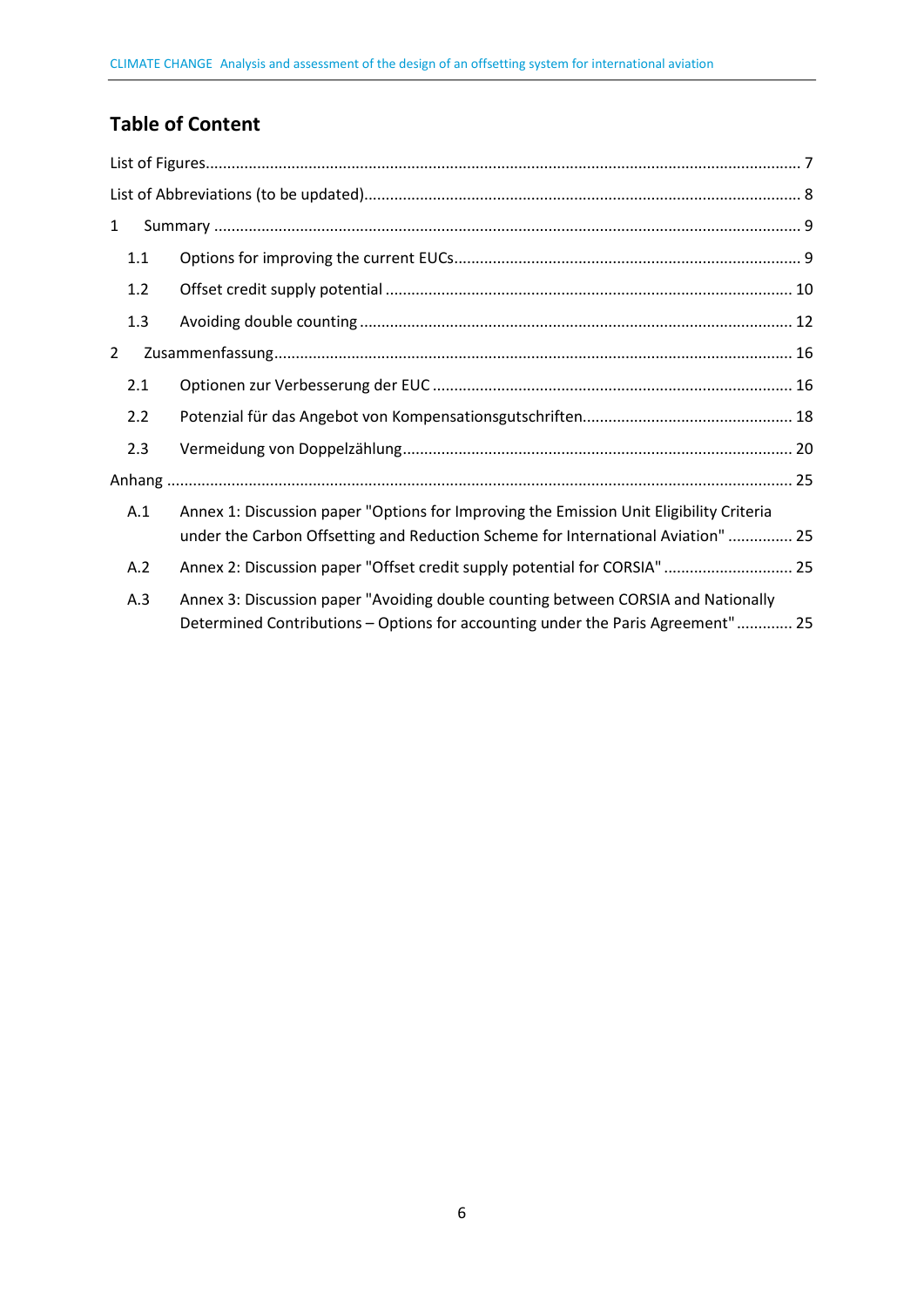## Table of Content

List of Figures ........................................................................................................................................ 7

List of Abbreviations (to be updated) .................................................................................................... 8

1 Summary ........................................................................................................................................ 9

  1.1 Options for improving the current EUCs ................................................................................ 9

  1.2 Offset credit supply potential ............................................................................................. 10

  1.3 Avoiding double counting ................................................................................................... 12

2 Zusammenfassung ........................................................................................................................ 16

  2.1 Optionen zur Verbesserung der EUC ................................................................................... 16

  2.2 Potenzial für das Angebot von Kompensationsgutschriften ................................................ 18

  2.3 Vermeidung von Doppelzählung .......................................................................................... 20

Anhang ................................................................................................................................................ 25

  A.1 Annex 1: Discussion paper "Options for Improving the Emission Unit Eligibility Criteria under the Carbon Offsetting and Reduction Scheme for International Aviation" ............... 25

  A.2 Annex 2: Discussion paper "Offset credit supply potential for CORSIA" ............................. 25

  A.3 Annex 3: Discussion paper "Avoiding double counting between CORSIA and Nationally Determined Contributions – Options for accounting under the Paris Agreement" ............. 25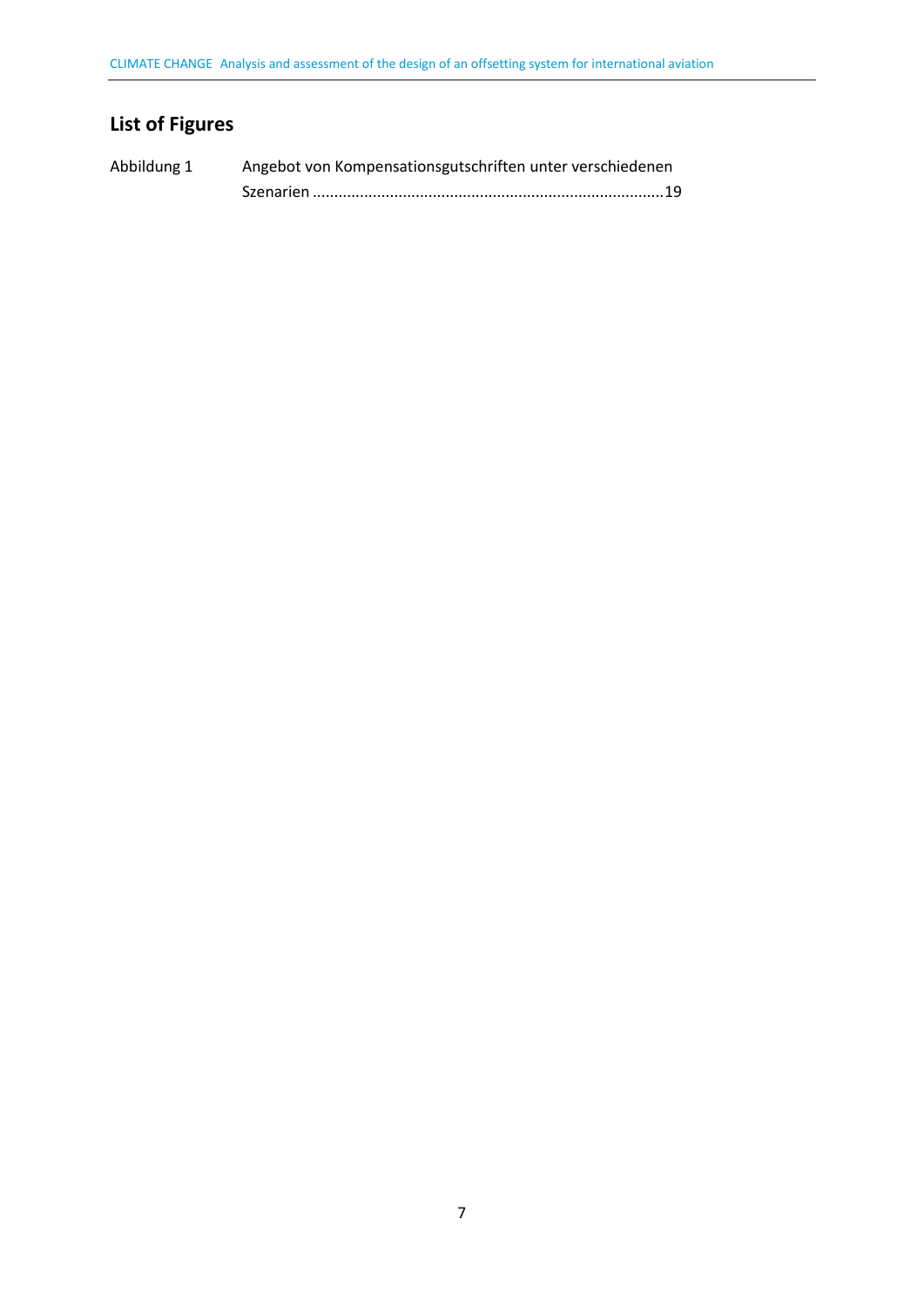## List of Figures

Abbildung 1 Angebot von Kompensationsgutschriften unter verschiedenen Szenarien ....................................................................................19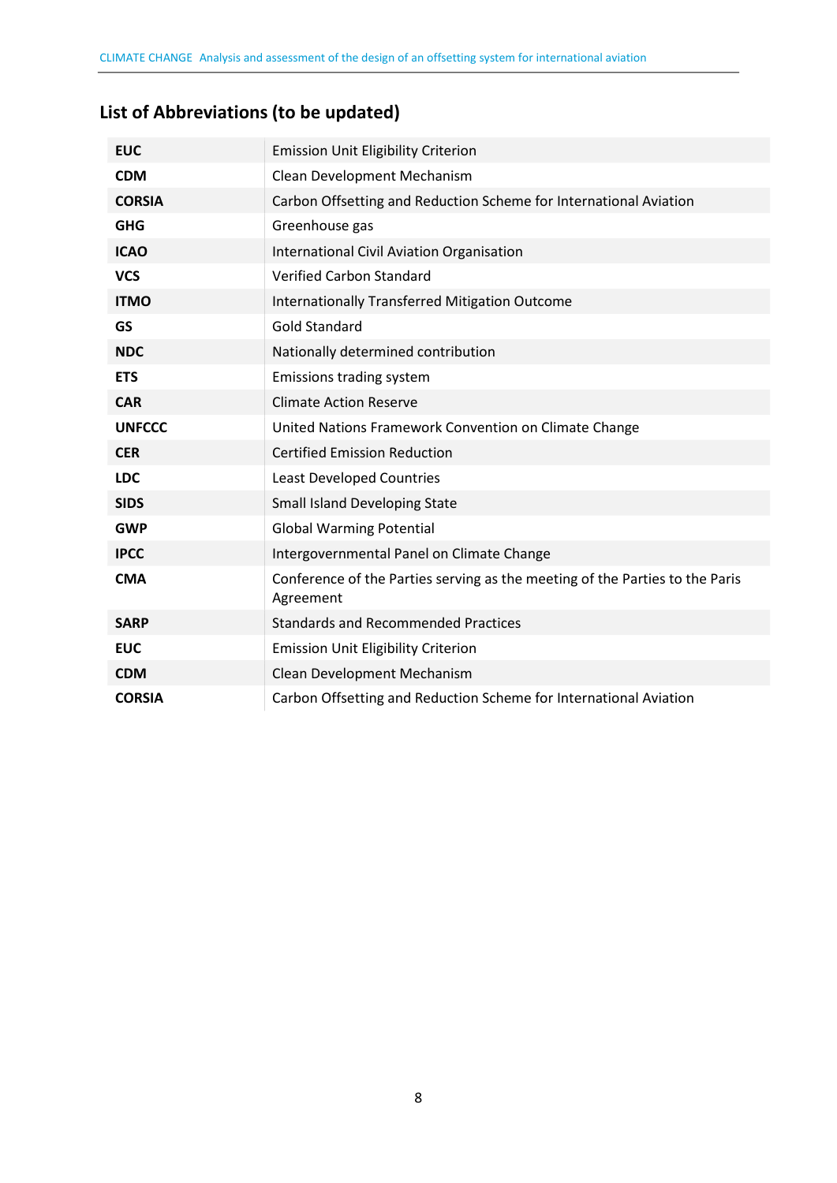## List of Abbreviations (to be updated)

| | |
|---|---|
| **EUC** | Emission Unit Eligibility Criterion |
| **CDM** | Clean Development Mechanism |
| **CORSIA** | Carbon Offsetting and Reduction Scheme for International Aviation |
| **GHG** | Greenhouse gas |
| **ICAO** | International Civil Aviation Organisation |
| **VCS** | Verified Carbon Standard |
| **ITMO** | Internationally Transferred Mitigation Outcome |
| **GS** | Gold Standard |
| **NDC** | Nationally determined contribution |
| **ETS** | Emissions trading system |
| **CAR** | Climate Action Reserve |
| **UNFCCC** | United Nations Framework Convention on Climate Change |
| **CER** | Certified Emission Reduction |
| **LDC** | Least Developed Countries |
| **SIDS** | Small Island Developing State |
| **GWP** | Global Warming Potential |
| **IPCC** | Intergovernmental Panel on Climate Change |
| **CMA** | Conference of the Parties serving as the meeting of the Parties to the Paris Agreement |
| **SARP** | Standards and Recommended Practices |
| **EUC** | Emission Unit Eligibility Criterion |
| **CDM** | Clean Development Mechanism |
| **CORSIA** | Carbon Offsetting and Reduction Scheme for International Aviation |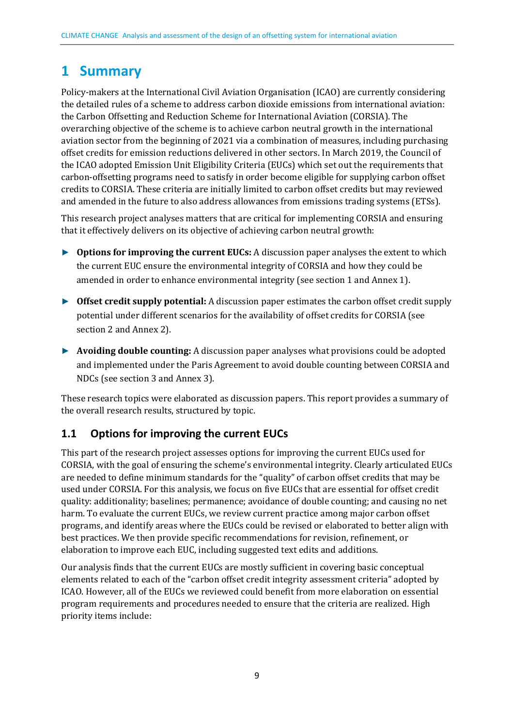# 1 Summary

Policy-makers at the International Civil Aviation Organisation (ICAO) are currently considering the detailed rules of a scheme to address carbon dioxide emissions from international aviation: the Carbon Offsetting and Reduction Scheme for International Aviation (CORSIA). The overarching objective of the scheme is to achieve carbon neutral growth in the international aviation sector from the beginning of 2021 via a combination of measures, including purchasing offset credits for emission reductions delivered in other sectors. In March 2019, the Council of the ICAO adopted Emission Unit Eligibility Criteria (EUCs) which set out the requirements that carbon-offsetting programs need to satisfy in order become eligible for supplying carbon offset credits to CORSIA. These criteria are initially limited to carbon offset credits but may reviewed and amended in the future to also address allowances from emissions trading systems (ETSs).

This research project analyses matters that are critical for implementing CORSIA and ensuring that it effectively delivers on its objective of achieving carbon neutral growth:

- **Options for improving the current EUCs:** A discussion paper analyses the extent to which the current EUC ensure the environmental integrity of CORSIA and how they could be amended in order to enhance environmental integrity (see section 1 and Annex 1).
- **Offset credit supply potential:** A discussion paper estimates the carbon offset credit supply potential under different scenarios for the availability of offset credits for CORSIA (see section 2 and Annex 2).
- **Avoiding double counting:** A discussion paper analyses what provisions could be adopted and implemented under the Paris Agreement to avoid double counting between CORSIA and NDCs (see section 3 and Annex 3).

These research topics were elaborated as discussion papers. This report provides a summary of the overall research results, structured by topic.

## 1.1 Options for improving the current EUCs

This part of the research project assesses options for improving the current EUCs used for CORSIA, with the goal of ensuring the scheme's environmental integrity. Clearly articulated EUCs are needed to define minimum standards for the "quality" of carbon offset credits that may be used under CORSIA. For this analysis, we focus on five EUCs that are essential for offset credit quality: additionality; baselines; permanence; avoidance of double counting; and causing no net harm. To evaluate the current EUCs, we review current practice among major carbon offset programs, and identify areas where the EUCs could be revised or elaborated to better align with best practices. We then provide specific recommendations for revision, refinement, or elaboration to improve each EUC, including suggested text edits and additions.

Our analysis finds that the current EUCs are mostly sufficient in covering basic conceptual elements related to each of the "carbon offset credit integrity assessment criteria" adopted by ICAO. However, all of the EUCs we reviewed could benefit from more elaboration on essential program requirements and procedures needed to ensure that the criteria are realized. High priority items include: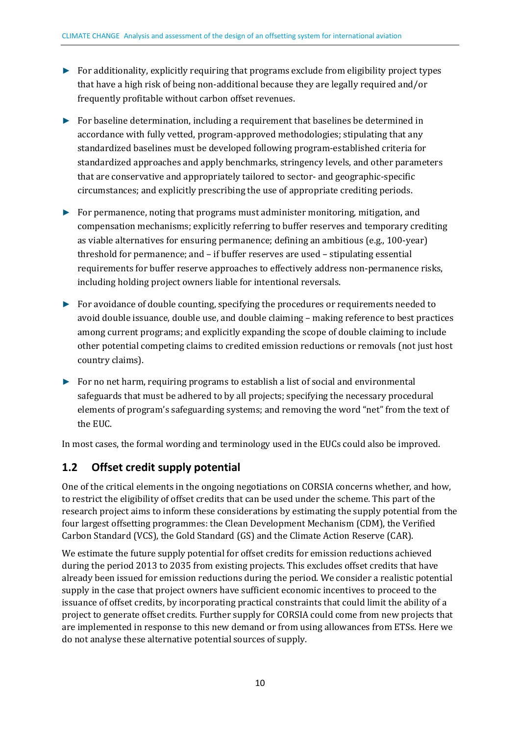- For additionality, explicitly requiring that programs exclude from eligibility project types that have a high risk of being non-additional because they are legally required and/or frequently profitable without carbon offset revenues.
- For baseline determination, including a requirement that baselines be determined in accordance with fully vetted, program-approved methodologies; stipulating that any standardized baselines must be developed following program-established criteria for standardized approaches and apply benchmarks, stringency levels, and other parameters that are conservative and appropriately tailored to sector- and geographic-specific circumstances; and explicitly prescribing the use of appropriate crediting periods.
- For permanence, noting that programs must administer monitoring, mitigation, and compensation mechanisms; explicitly referring to buffer reserves and temporary crediting as viable alternatives for ensuring permanence; defining an ambitious (e.g., 100-year) threshold for permanence; and – if buffer reserves are used – stipulating essential requirements for buffer reserve approaches to effectively address non-permanence risks, including holding project owners liable for intentional reversals.
- For avoidance of double counting, specifying the procedures or requirements needed to avoid double issuance, double use, and double claiming – making reference to best practices among current programs; and explicitly expanding the scope of double claiming to include other potential competing claims to credited emission reductions or removals (not just host country claims).
- For no net harm, requiring programs to establish a list of social and environmental safeguards that must be adhered to by all projects; specifying the necessary procedural elements of program's safeguarding systems; and removing the word "net" from the text of the EUC.

In most cases, the formal wording and terminology used in the EUCs could also be improved.

## 1.2 Offset credit supply potential

One of the critical elements in the ongoing negotiations on CORSIA concerns whether, and how, to restrict the eligibility of offset credits that can be used under the scheme. This part of the research project aims to inform these considerations by estimating the supply potential from the four largest offsetting programmes: the Clean Development Mechanism (CDM), the Verified Carbon Standard (VCS), the Gold Standard (GS) and the Climate Action Reserve (CAR).

We estimate the future supply potential for offset credits for emission reductions achieved during the period 2013 to 2035 from existing projects. This excludes offset credits that have already been issued for emission reductions during the period. We consider a realistic potential supply in the case that project owners have sufficient economic incentives to proceed to the issuance of offset credits, by incorporating practical constraints that could limit the ability of a project to generate offset credits. Further supply for CORSIA could come from new projects that are implemented in response to this new demand or from using allowances from ETSs. Here we do not analyse these alternative potential sources of supply.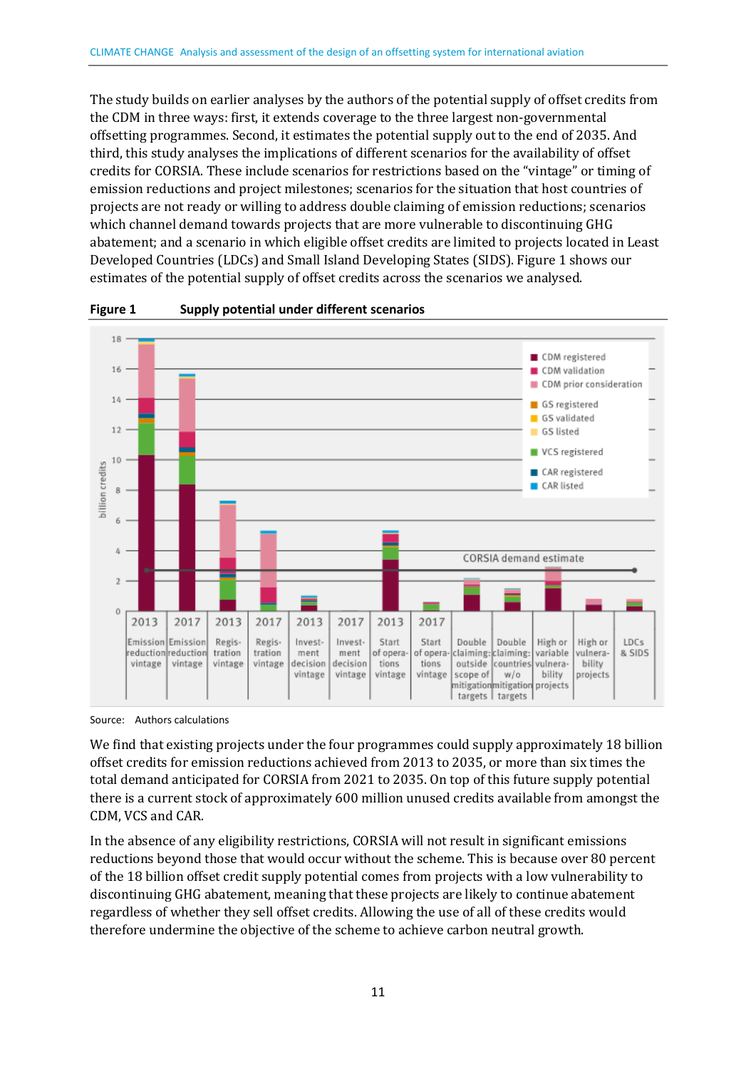The study builds on earlier analyses by the authors of the potential supply of offset credits from the CDM in three ways: first, it extends coverage to the three largest non-governmental offsetting programmes. Second, it estimates the potential supply out to the end of 2035. And third, this study analyses the implications of different scenarios for the availability of offset credits for CORSIA. These include scenarios for restrictions based on the "vintage" or timing of emission reductions and project milestones; scenarios for the situation that host countries of projects are not ready or willing to address double claiming of emission reductions; scenarios which channel demand towards projects that are more vulnerable to discontinuing GHG abatement; and a scenario in which eligible offset credits are limited to projects located in Least Developed Countries (LDCs) and Small Island Developing States (SIDS). Figure 1 shows our estimates of the potential supply of offset credits across the scenarios we analysed.

**Figure 1 Supply potential under different scenarios**

Source: Authors calculations

We find that existing projects under the four programmes could supply approximately 18 billion offset credits for emission reductions achieved from 2013 to 2035, or more than six times the total demand anticipated for CORSIA from 2021 to 2035. On top of this future supply potential there is a current stock of approximately 600 million unused credits available from amongst the CDM, VCS and CAR.

In the absence of any eligibility restrictions, CORSIA will not result in significant emissions reductions beyond those that would occur without the scheme. This is because over 80 percent of the 18 billion offset credit supply potential comes from projects with a low vulnerability to discontinuing GHG abatement, meaning that these projects are likely to continue abatement regardless of whether they sell offset credits. Allowing the use of all of these credits would therefore undermine the objective of the scheme to achieve carbon neutral growth.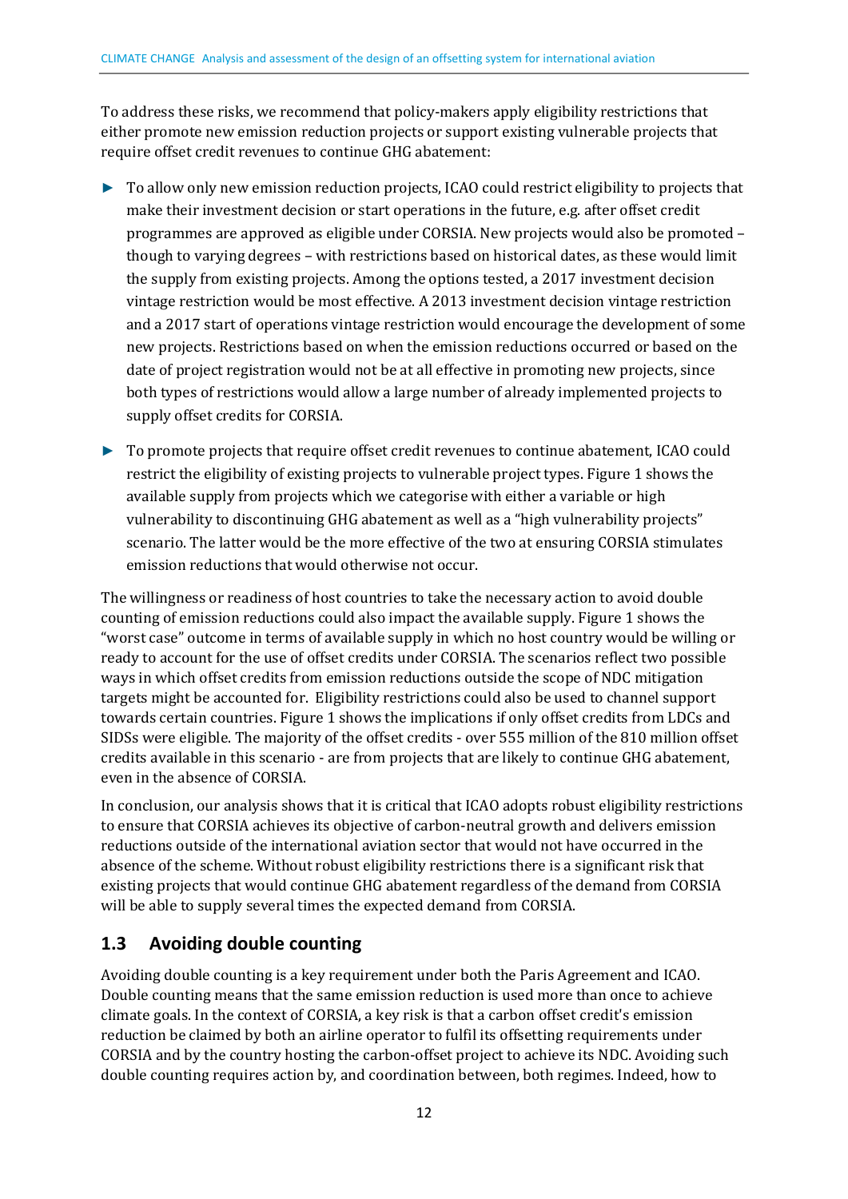To address these risks, we recommend that policy-makers apply eligibility restrictions that either promote new emission reduction projects or support existing vulnerable projects that require offset credit revenues to continue GHG abatement:

- To allow only new emission reduction projects, ICAO could restrict eligibility to projects that make their investment decision or start operations in the future, e.g. after offset credit programmes are approved as eligible under CORSIA. New projects would also be promoted – though to varying degrees – with restrictions based on historical dates, as these would limit the supply from existing projects. Among the options tested, a 2017 investment decision vintage restriction would be most effective. A 2013 investment decision vintage restriction and a 2017 start of operations vintage restriction would encourage the development of some new projects. Restrictions based on when the emission reductions occurred or based on the date of project registration would not be at all effective in promoting new projects, since both types of restrictions would allow a large number of already implemented projects to supply offset credits for CORSIA.
- To promote projects that require offset credit revenues to continue abatement, ICAO could restrict the eligibility of existing projects to vulnerable project types. Figure 1 shows the available supply from projects which we categorise with either a variable or high vulnerability to discontinuing GHG abatement as well as a "high vulnerability projects" scenario. The latter would be the more effective of the two at ensuring CORSIA stimulates emission reductions that would otherwise not occur.

The willingness or readiness of host countries to take the necessary action to avoid double counting of emission reductions could also impact the available supply. Figure 1 shows the "worst case" outcome in terms of available supply in which no host country would be willing or ready to account for the use of offset credits under CORSIA. The scenarios reflect two possible ways in which offset credits from emission reductions outside the scope of NDC mitigation targets might be accounted for. Eligibility restrictions could also be used to channel support towards certain countries. Figure 1 shows the implications if only offset credits from LDCs and SIDSs were eligible. The majority of the offset credits - over 555 million of the 810 million offset credits available in this scenario - are from projects that are likely to continue GHG abatement, even in the absence of CORSIA.

In conclusion, our analysis shows that it is critical that ICAO adopts robust eligibility restrictions to ensure that CORSIA achieves its objective of carbon-neutral growth and delivers emission reductions outside of the international aviation sector that would not have occurred in the absence of the scheme. Without robust eligibility restrictions there is a significant risk that existing projects that would continue GHG abatement regardless of the demand from CORSIA will be able to supply several times the expected demand from CORSIA.

## 1.3 Avoiding double counting

Avoiding double counting is a key requirement under both the Paris Agreement and ICAO. Double counting means that the same emission reduction is used more than once to achieve climate goals. In the context of CORSIA, a key risk is that a carbon offset credit's emission reduction be claimed by both an airline operator to fulfil its offsetting requirements under CORSIA and by the country hosting the carbon-offset project to achieve its NDC. Avoiding such double counting requires action by, and coordination between, both regimes. Indeed, how to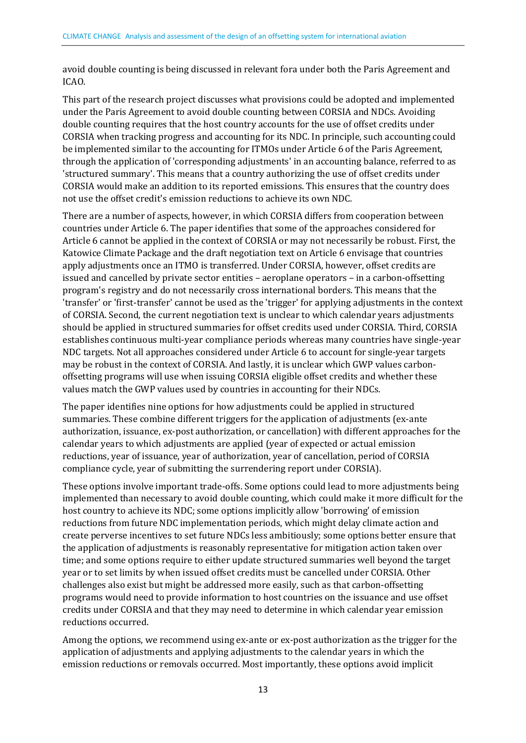avoid double counting is being discussed in relevant fora under both the Paris Agreement and ICAO.

This part of the research project discusses what provisions could be adopted and implemented under the Paris Agreement to avoid double counting between CORSIA and NDCs. Avoiding double counting requires that the host country accounts for the use of offset credits under CORSIA when tracking progress and accounting for its NDC. In principle, such accounting could be implemented similar to the accounting for ITMOs under Article 6 of the Paris Agreement, through the application of 'corresponding adjustments' in an accounting balance, referred to as 'structured summary'. This means that a country authorizing the use of offset credits under CORSIA would make an addition to its reported emissions. This ensures that the country does not use the offset credit's emission reductions to achieve its own NDC.

There are a number of aspects, however, in which CORSIA differs from cooperation between countries under Article 6. The paper identifies that some of the approaches considered for Article 6 cannot be applied in the context of CORSIA or may not necessarily be robust. First, the Katowice Climate Package and the draft negotiation text on Article 6 envisage that countries apply adjustments once an ITMO is transferred. Under CORSIA, however, offset credits are issued and cancelled by private sector entities – aeroplane operators – in a carbon-offsetting program's registry and do not necessarily cross international borders. This means that the 'transfer' or 'first-transfer' cannot be used as the 'trigger' for applying adjustments in the context of CORSIA. Second, the current negotiation text is unclear to which calendar years adjustments should be applied in structured summaries for offset credits used under CORSIA. Third, CORSIA establishes continuous multi-year compliance periods whereas many countries have single-year NDC targets. Not all approaches considered under Article 6 to account for single-year targets may be robust in the context of CORSIA. And lastly, it is unclear which GWP values carbon-offsetting programs will use when issuing CORSIA eligible offset credits and whether these values match the GWP values used by countries in accounting for their NDCs.

The paper identifies nine options for how adjustments could be applied in structured summaries. These combine different triggers for the application of adjustments (ex-ante authorization, issuance, ex-post authorization, or cancellation) with different approaches for the calendar years to which adjustments are applied (year of expected or actual emission reductions, year of issuance, year of authorization, year of cancellation, period of CORSIA compliance cycle, year of submitting the surrendering report under CORSIA).

These options involve important trade-offs. Some options could lead to more adjustments being implemented than necessary to avoid double counting, which could make it more difficult for the host country to achieve its NDC; some options implicitly allow 'borrowing' of emission reductions from future NDC implementation periods, which might delay climate action and create perverse incentives to set future NDCs less ambitiously; some options better ensure that the application of adjustments is reasonably representative for mitigation action taken over time; and some options require to either update structured summaries well beyond the target year or to set limits by when issued offset credits must be cancelled under CORSIA. Other challenges also exist but might be addressed more easily, such as that carbon-offsetting programs would need to provide information to host countries on the issuance and use offset credits under CORSIA and that they may need to determine in which calendar year emission reductions occurred.

Among the options, we recommend using ex-ante or ex-post authorization as the trigger for the application of adjustments and applying adjustments to the calendar years in which the emission reductions or removals occurred. Most importantly, these options avoid implicit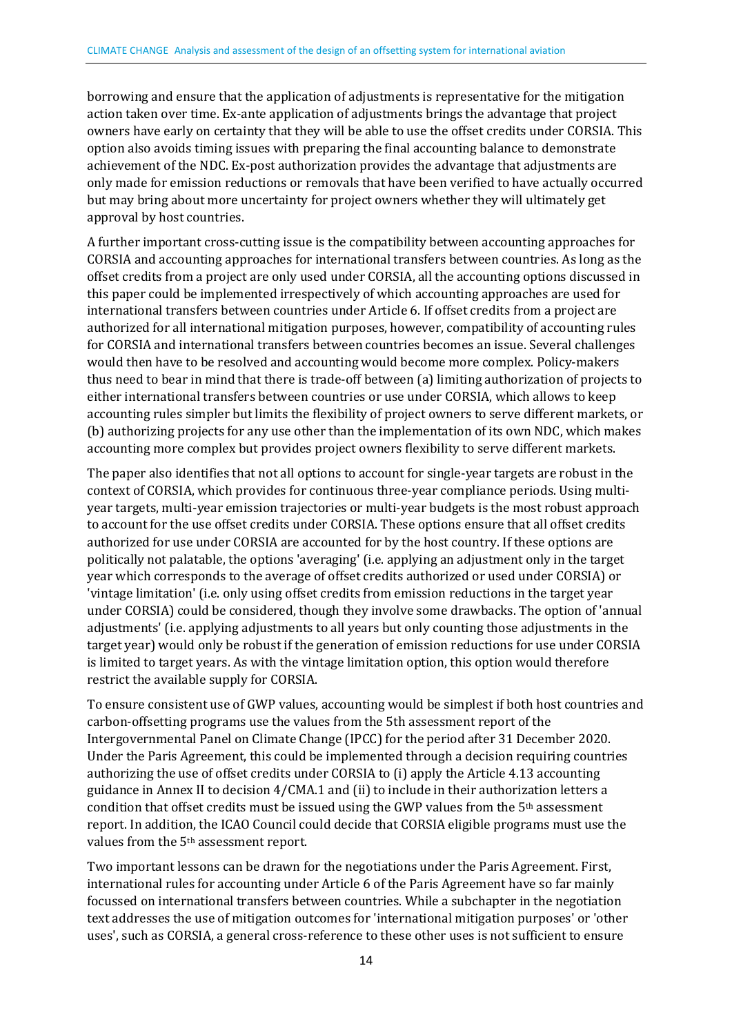borrowing and ensure that the application of adjustments is representative for the mitigation action taken over time. Ex-ante application of adjustments brings the advantage that project owners have early on certainty that they will be able to use the offset credits under CORSIA. This option also avoids timing issues with preparing the final accounting balance to demonstrate achievement of the NDC. Ex-post authorization provides the advantage that adjustments are only made for emission reductions or removals that have been verified to have actually occurred but may bring about more uncertainty for project owners whether they will ultimately get approval by host countries.

A further important cross-cutting issue is the compatibility between accounting approaches for CORSIA and accounting approaches for international transfers between countries. As long as the offset credits from a project are only used under CORSIA, all the accounting options discussed in this paper could be implemented irrespectively of which accounting approaches are used for international transfers between countries under Article 6. If offset credits from a project are authorized for all international mitigation purposes, however, compatibility of accounting rules for CORSIA and international transfers between countries becomes an issue. Several challenges would then have to be resolved and accounting would become more complex. Policy-makers thus need to bear in mind that there is trade-off between (a) limiting authorization of projects to either international transfers between countries or use under CORSIA, which allows to keep accounting rules simpler but limits the flexibility of project owners to serve different markets, or (b) authorizing projects for any use other than the implementation of its own NDC, which makes accounting more complex but provides project owners flexibility to serve different markets.

The paper also identifies that not all options to account for single-year targets are robust in the context of CORSIA, which provides for continuous three-year compliance periods. Using multi-year targets, multi-year emission trajectories or multi-year budgets is the most robust approach to account for the use offset credits under CORSIA. These options ensure that all offset credits authorized for use under CORSIA are accounted for by the host country. If these options are politically not palatable, the options 'averaging' (i.e. applying an adjustment only in the target year which corresponds to the average of offset credits authorized or used under CORSIA) or 'vintage limitation' (i.e. only using offset credits from emission reductions in the target year under CORSIA) could be considered, though they involve some drawbacks. The option of 'annual adjustments' (i.e. applying adjustments to all years but only counting those adjustments in the target year) would only be robust if the generation of emission reductions for use under CORSIA is limited to target years. As with the vintage limitation option, this option would therefore restrict the available supply for CORSIA.

To ensure consistent use of GWP values, accounting would be simplest if both host countries and carbon-offsetting programs use the values from the 5th assessment report of the Intergovernmental Panel on Climate Change (IPCC) for the period after 31 December 2020. Under the Paris Agreement, this could be implemented through a decision requiring countries authorizing the use of offset credits under CORSIA to (i) apply the Article 4.13 accounting guidance in Annex II to decision 4/CMA.1 and (ii) to include in their authorization letters a condition that offset credits must be issued using the GWP values from the 5th assessment report. In addition, the ICAO Council could decide that CORSIA eligible programs must use the values from the 5th assessment report.

Two important lessons can be drawn for the negotiations under the Paris Agreement. First, international rules for accounting under Article 6 of the Paris Agreement have so far mainly focussed on international transfers between countries. While a subchapter in the negotiation text addresses the use of mitigation outcomes for 'international mitigation purposes' or 'other uses', such as CORSIA, a general cross-reference to these other uses is not sufficient to ensure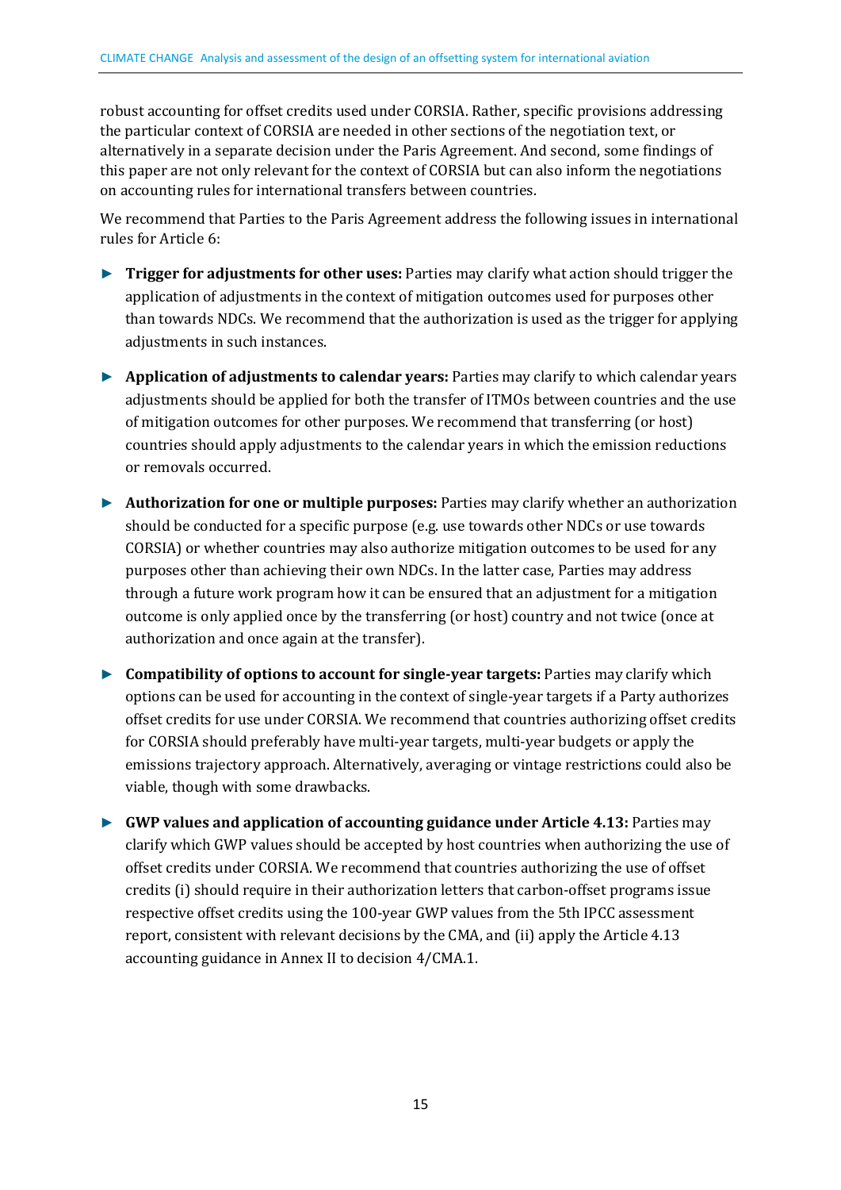robust accounting for offset credits used under CORSIA. Rather, specific provisions addressing the particular context of CORSIA are needed in other sections of the negotiation text, or alternatively in a separate decision under the Paris Agreement. And second, some findings of this paper are not only relevant for the context of CORSIA but can also inform the negotiations on accounting rules for international transfers between countries.

We recommend that Parties to the Paris Agreement address the following issues in international rules for Article 6:

- **Trigger for adjustments for other uses:** Parties may clarify what action should trigger the application of adjustments in the context of mitigation outcomes used for purposes other than towards NDCs. We recommend that the authorization is used as the trigger for applying adjustments in such instances.
- **Application of adjustments to calendar years:** Parties may clarify to which calendar years adjustments should be applied for both the transfer of ITMOs between countries and the use of mitigation outcomes for other purposes. We recommend that transferring (or host) countries should apply adjustments to the calendar years in which the emission reductions or removals occurred.
- **Authorization for one or multiple purposes:** Parties may clarify whether an authorization should be conducted for a specific purpose (e.g. use towards other NDCs or use towards CORSIA) or whether countries may also authorize mitigation outcomes to be used for any purposes other than achieving their own NDCs. In the latter case, Parties may address through a future work program how it can be ensured that an adjustment for a mitigation outcome is only applied once by the transferring (or host) country and not twice (once at authorization and once again at the transfer).
- **Compatibility of options to account for single-year targets:** Parties may clarify which options can be used for accounting in the context of single-year targets if a Party authorizes offset credits for use under CORSIA. We recommend that countries authorizing offset credits for CORSIA should preferably have multi-year targets, multi-year budgets or apply the emissions trajectory approach. Alternatively, averaging or vintage restrictions could also be viable, though with some drawbacks.
- **GWP values and application of accounting guidance under Article 4.13:** Parties may clarify which GWP values should be accepted by host countries when authorizing the use of offset credits under CORSIA. We recommend that countries authorizing the use of offset credits (i) should require in their authorization letters that carbon-offset programs issue respective offset credits using the 100-year GWP values from the 5th IPCC assessment report, consistent with relevant decisions by the CMA, and (ii) apply the Article 4.13 accounting guidance in Annex II to decision 4/CMA.1.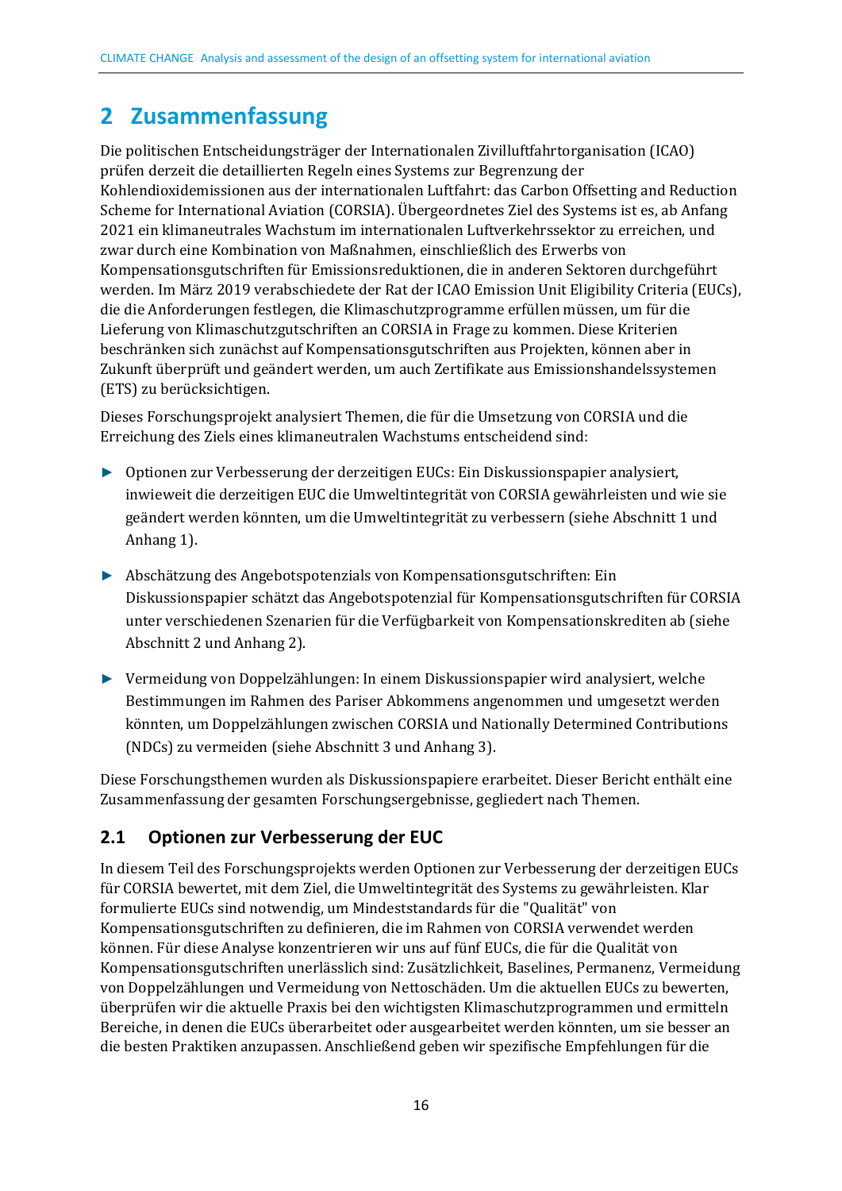# 2 Zusammenfassung

Die politischen Entscheidungsträger der Internationalen Zivilluftfahrtorganisation (ICAO) prüfen derzeit die detaillierten Regeln eines Systems zur Begrenzung der Kohlendioxidemissionen aus der internationalen Luftfahrt: das Carbon Offsetting and Reduction Scheme for International Aviation (CORSIA). Übergeordnetes Ziel des Systems ist es, ab Anfang 2021 ein klimaneutrales Wachstum im internationalen Luftverkehrssektor zu erreichen, und zwar durch eine Kombination von Maßnahmen, einschließlich des Erwerbs von Kompensationsgutschriften für Emissionsreduktionen, die in anderen Sektoren durchgeführt werden. Im März 2019 verabschiedete der Rat der ICAO Emission Unit Eligibility Criteria (EUCs), die die Anforderungen festlegen, die Klimaschutzprogramme erfüllen müssen, um für die Lieferung von Klimaschutzgutschriften an CORSIA in Frage zu kommen. Diese Kriterien beschränken sich zunächst auf Kompensationsgutschriften aus Projekten, können aber in Zukunft überprüft und geändert werden, um auch Zertifikate aus Emissionshandelssystemen (ETS) zu berücksichtigen.

Dieses Forschungsprojekt analysiert Themen, die für die Umsetzung von CORSIA und die Erreichung des Ziels eines klimaneutralen Wachstums entscheidend sind:

- Optionen zur Verbesserung der derzeitigen EUCs: Ein Diskussionspapier analysiert, inwieweit die derzeitigen EUC die Umweltintegrität von CORSIA gewährleisten und wie sie geändert werden könnten, um die Umweltintegrität zu verbessern (siehe Abschnitt 1 und Anhang 1).
- Abschätzung des Angebotspotenzials von Kompensationsgutschriften: Ein Diskussionspapier schätzt das Angebotspotenzial für Kompensationsgutschriften für CORSIA unter verschiedenen Szenarien für die Verfügbarkeit von Kompensationskrediten ab (siehe Abschnitt 2 und Anhang 2).
- Vermeidung von Doppelzählungen: In einem Diskussionspapier wird analysiert, welche Bestimmungen im Rahmen des Pariser Abkommens angenommen und umgesetzt werden könnten, um Doppelzählungen zwischen CORSIA und Nationally Determined Contributions (NDCs) zu vermeiden (siehe Abschnitt 3 und Anhang 3).

Diese Forschungsthemen wurden als Diskussionspapiere erarbeitet. Dieser Bericht enthält eine Zusammenfassung der gesamten Forschungsergebnisse, gegliedert nach Themen.

## 2.1 Optionen zur Verbesserung der EUC

In diesem Teil des Forschungsprojekts werden Optionen zur Verbesserung der derzeitigen EUCs für CORSIA bewertet, mit dem Ziel, die Umweltintegrität des Systems zu gewährleisten. Klar formulierte EUCs sind notwendig, um Mindeststandards für die "Qualität" von Kompensationsgutschriften zu definieren, die im Rahmen von CORSIA verwendet werden können. Für diese Analyse konzentrieren wir uns auf fünf EUCs, die für die Qualität von Kompensationsgutschriften unerlässlich sind: Zusätzlichkeit, Baselines, Permanenz, Vermeidung von Doppelzählungen und Vermeidung von Nettoschäden. Um die aktuellen EUCs zu bewerten, überprüfen wir die aktuelle Praxis bei den wichtigsten Klimaschutzprogrammen und ermitteln Bereiche, in denen die EUCs überarbeitet oder ausgearbeitet werden könnten, um sie besser an die besten Praktiken anzupassen. Anschließend geben wir spezifische Empfehlungen für die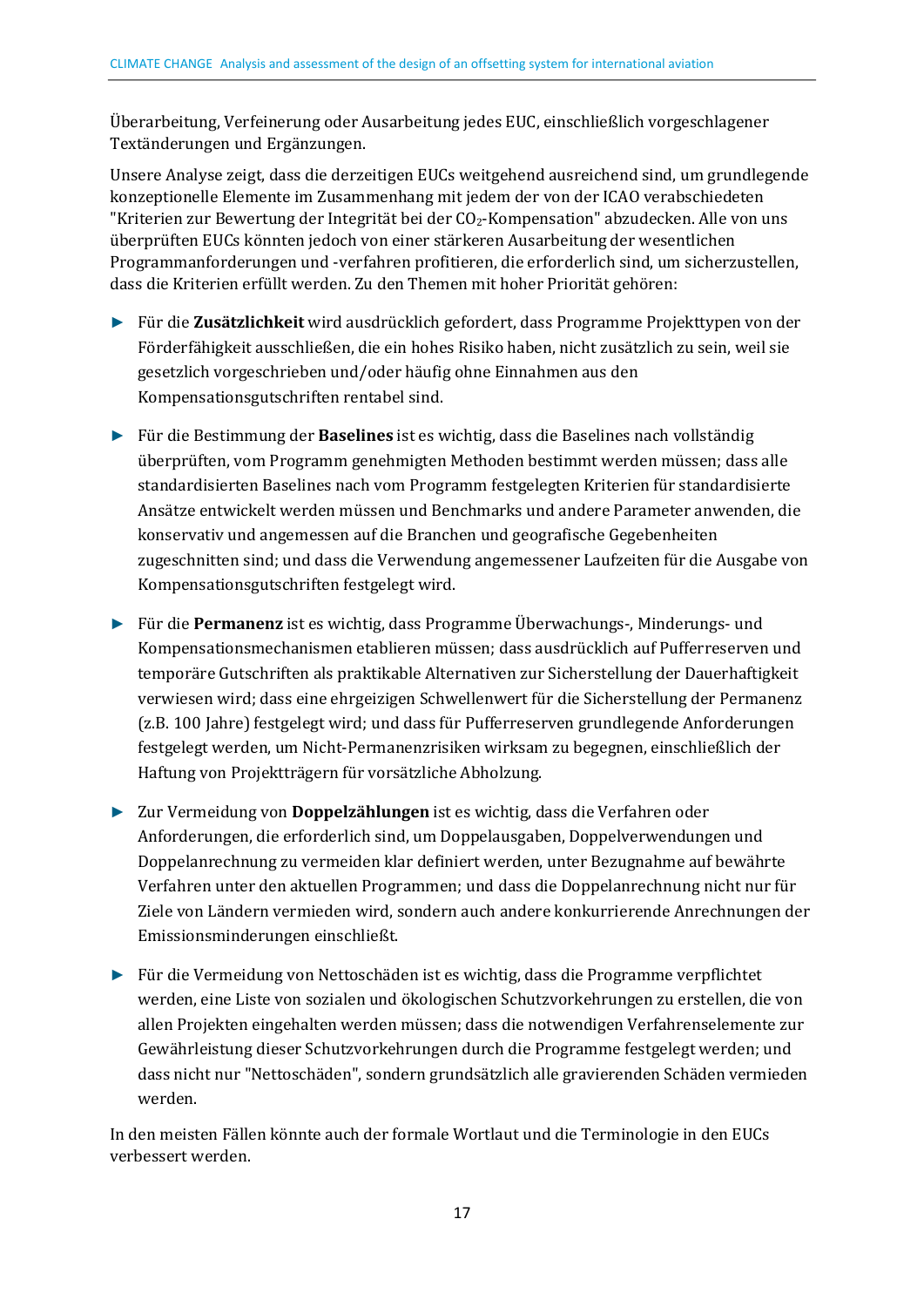Überarbeitung, Verfeinerung oder Ausarbeitung jedes EUC, einschließlich vorgeschlagener Textänderungen und Ergänzungen.

Unsere Analyse zeigt, dass die derzeitigen EUCs weitgehend ausreichend sind, um grundlegende konzeptionelle Elemente im Zusammenhang mit jedem der von der ICAO verabschiedeten "Kriterien zur Bewertung der Integrität bei der $CO_2$-Kompensation" abzudecken. Alle von uns überprüften EUCs könnten jedoch von einer stärkeren Ausarbeitung der wesentlichen Programmanforderungen und -verfahren profitieren, die erforderlich sind, um sicherzustellen, dass die Kriterien erfüllt werden. Zu den Themen mit hoher Priorität gehören:

- Für die **Zusätzlichkeit** wird ausdrücklich gefordert, dass Programme Projekttypen von der Förderfähigkeit ausschließen, die ein hohes Risiko haben, nicht zusätzlich zu sein, weil sie gesetzlich vorgeschrieben und/oder häufig ohne Einnahmen aus den Kompensationsgutschriften rentabel sind.
- Für die Bestimmung der **Baselines** ist es wichtig, dass die Baselines nach vollständig überprüften, vom Programm genehmigten Methoden bestimmt werden müssen; dass alle standardisierten Baselines nach vom Programm festgelegten Kriterien für standardisierte Ansätze entwickelt werden müssen und Benchmarks und andere Parameter anwenden, die konservativ und angemessen auf die Branchen und geografische Gegebenheiten zugeschnitten sind; und dass die Verwendung angemessener Laufzeiten für die Ausgabe von Kompensationsgutschriften festgelegt wird.
- Für die **Permanenz** ist es wichtig, dass Programme Überwachungs-, Minderungs- und Kompensationsmechanismen etablieren müssen; dass ausdrücklich auf Pufferreserven und temporäre Gutschriften als praktikable Alternativen zur Sicherstellung der Dauerhaftigkeit verwiesen wird; dass eine ehrgeizigen Schwellenwert für die Sicherstellung der Permanenz (z.B. 100 Jahre) festgelegt wird; und dass für Pufferreserven grundlegende Anforderungen festgelegt werden, um Nicht-Permanenzrisiken wirksam zu begegnen, einschließlich der Haftung von Projektträgern für vorsätzliche Abholzung.
- Zur Vermeidung von **Doppelzählungen** ist es wichtig, dass die Verfahren oder Anforderungen, die erforderlich sind, um Doppelausgaben, Doppelverwendungen und Doppelanrechnung zu vermeiden klar definiert werden, unter Bezugnahme auf bewährte Verfahren unter den aktuellen Programmen; und dass die Doppelanrechnung nicht nur für Ziele von Ländern vermieden wird, sondern auch andere konkurrierende Anrechnungen der Emissionsminderungen einschließt.
- Für die Vermeidung von Nettoschäden ist es wichtig, dass die Programme verpflichtet werden, eine Liste von sozialen und ökologischen Schutzvorkehrungen zu erstellen, die von allen Projekten eingehalten werden müssen; dass die notwendigen Verfahrenselemente zur Gewährleistung dieser Schutzvorkehrungen durch die Programme festgelegt werden; und dass nicht nur "Nettoschäden", sondern grundsätzlich alle gravierenden Schäden vermieden werden.

In den meisten Fällen könnte auch der formale Wortlaut und die Terminologie in den EUCs verbessert werden.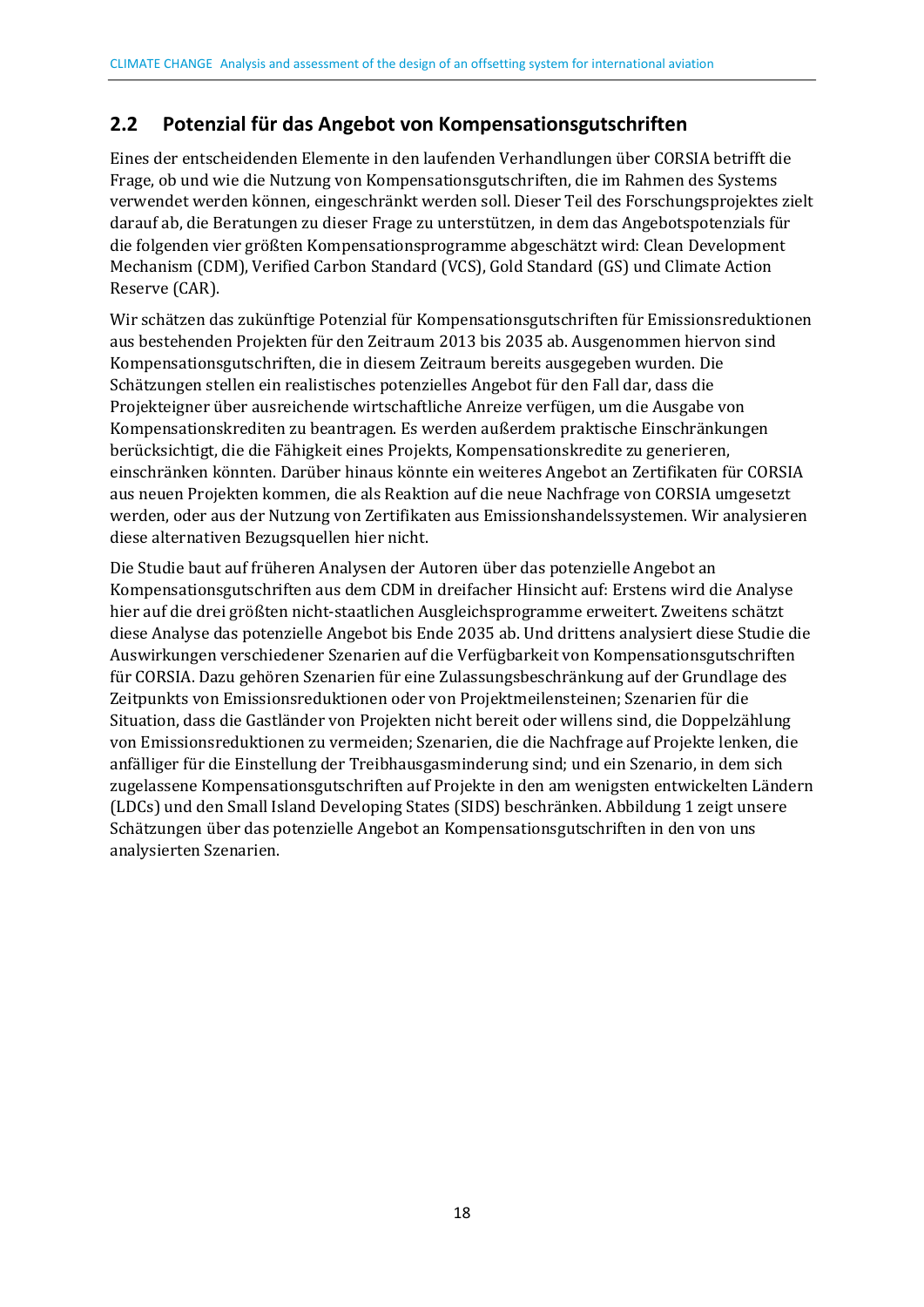## 2.2 Potenzial für das Angebot von Kompensationsgutschriften

Eines der entscheidenden Elemente in den laufenden Verhandlungen über CORSIA betrifft die Frage, ob und wie die Nutzung von Kompensationsgutschriften, die im Rahmen des Systems verwendet werden können, eingeschränkt werden soll. Dieser Teil des Forschungsprojektes zielt darauf ab, die Beratungen zu dieser Frage zu unterstützen, in dem das Angebotspotenzials für die folgenden vier größten Kompensationsprogramme abgeschätzt wird: Clean Development Mechanism (CDM), Verified Carbon Standard (VCS), Gold Standard (GS) und Climate Action Reserve (CAR).

Wir schätzen das zukünftige Potenzial für Kompensationsgutschriften für Emissionsreduktionen aus bestehenden Projekten für den Zeitraum 2013 bis 2035 ab. Ausgenommen hiervon sind Kompensationsgutschriften, die in diesem Zeitraum bereits ausgegeben wurden. Die Schätzungen stellen ein realistisches potenzielles Angebot für den Fall dar, dass die Projekteigner über ausreichende wirtschaftliche Anreize verfügen, um die Ausgabe von Kompensationskrediten zu beantragen. Es werden außerdem praktische Einschränkungen berücksichtigt, die die Fähigkeit eines Projekts, Kompensationskredite zu generieren, einschränken könnten. Darüber hinaus könnte ein weiteres Angebot an Zertifikaten für CORSIA aus neuen Projekten kommen, die als Reaktion auf die neue Nachfrage von CORSIA umgesetzt werden, oder aus der Nutzung von Zertifikaten aus Emissionshandelssystemen. Wir analysieren diese alternativen Bezugsquellen hier nicht.

Die Studie baut auf früheren Analysen der Autoren über das potenzielle Angebot an Kompensationsgutschriften aus dem CDM in dreifacher Hinsicht auf: Erstens wird die Analyse hier auf die drei größten nicht-staatlichen Ausgleichsprogramme erweitert. Zweitens schätzt diese Analyse das potenzielle Angebot bis Ende 2035 ab. Und drittens analysiert diese Studie die Auswirkungen verschiedener Szenarien auf die Verfügbarkeit von Kompensationsgutschriften für CORSIA. Dazu gehören Szenarien für eine Zulassungsbeschränkung auf der Grundlage des Zeitpunkts von Emissionsreduktionen oder von Projektmeilensteinen; Szenarien für die Situation, dass die Gastländer von Projekten nicht bereit oder willens sind, die Doppelzählung von Emissionsreduktionen zu vermeiden; Szenarien, die die Nachfrage auf Projekte lenken, die anfälliger für die Einstellung der Treibhausgasminderung sind; und ein Szenario, in dem sich zugelassene Kompensationsgutschriften auf Projekte in den am wenigsten entwickelten Ländern (LDCs) und den Small Island Developing States (SIDS) beschränken. Abbildung 1 zeigt unsere Schätzungen über das potenzielle Angebot an Kompensationsgutschriften in den von uns analysierten Szenarien.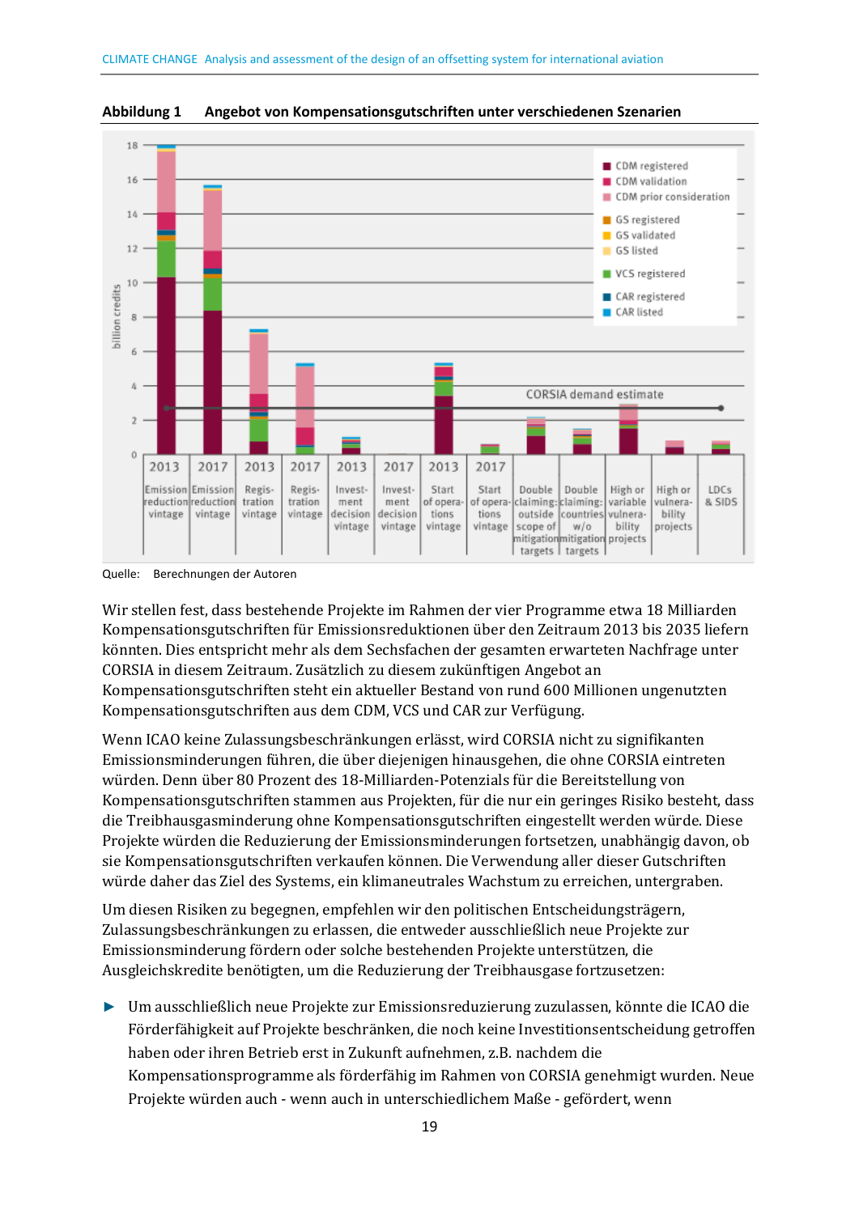**Abbildung 1 Angebot von Kompensationsgutschriften unter verschiedenen Szenarien**

Quelle: Berechnungen der Autoren

Wir stellen fest, dass bestehende Projekte im Rahmen der vier Programme etwa 18 Milliarden Kompensationsgutschriften für Emissionsreduktionen über den Zeitraum 2013 bis 2035 liefern könnten. Dies entspricht mehr als dem Sechsfachen der gesamten erwarteten Nachfrage unter CORSIA in diesem Zeitraum. Zusätzlich zu diesem zukünftigen Angebot an Kompensationsgutschriften steht ein aktueller Bestand von rund 600 Millionen ungenutzten Kompensationsgutschriften aus dem CDM, VCS und CAR zur Verfügung.

Wenn ICAO keine Zulassungsbeschränkungen erlässt, wird CORSIA nicht zu signifikanten Emissionsminderungen führen, die über diejenigen hinausgehen, die ohne CORSIA eintreten würden. Denn über 80 Prozent des 18-Milliarden-Potenzials für die Bereitstellung von Kompensationsgutschriften stammen aus Projekten, für die nur ein geringes Risiko besteht, dass die Treibhausgasminderung ohne Kompensationsgutschriften eingestellt werden würde. Diese Projekte würden die Reduzierung der Emissionsminderungen fortsetzen, unabhängig davon, ob sie Kompensationsgutschriften verkaufen können. Die Verwendung aller dieser Gutschriften würde daher das Ziel des Systems, ein klimaneutrales Wachstum zu erreichen, untergraben.

Um diesen Risiken zu begegnen, empfehlen wir den politischen Entscheidungsträgern, Zulassungsbeschränkungen zu erlassen, die entweder ausschließlich neue Projekte zur Emissionsminderung fördern oder solche bestehenden Projekte unterstützen, die Ausgleichskredite benötigten, um die Reduzierung der Treibhausgase fortzusetzen:

- Um ausschließlich neue Projekte zur Emissionsreduzierung zuzulassen, könnte die ICAO die Förderfähigkeit auf Projekte beschränken, die noch keine Investitionsentscheidung getroffen haben oder ihren Betrieb erst in Zukunft aufnehmen, z.B. nachdem die Kompensationsprogramme als förderfähig im Rahmen von CORSIA genehmigt wurden. Neue Projekte würden auch - wenn auch in unterschiedlichem Maße - gefördert, wenn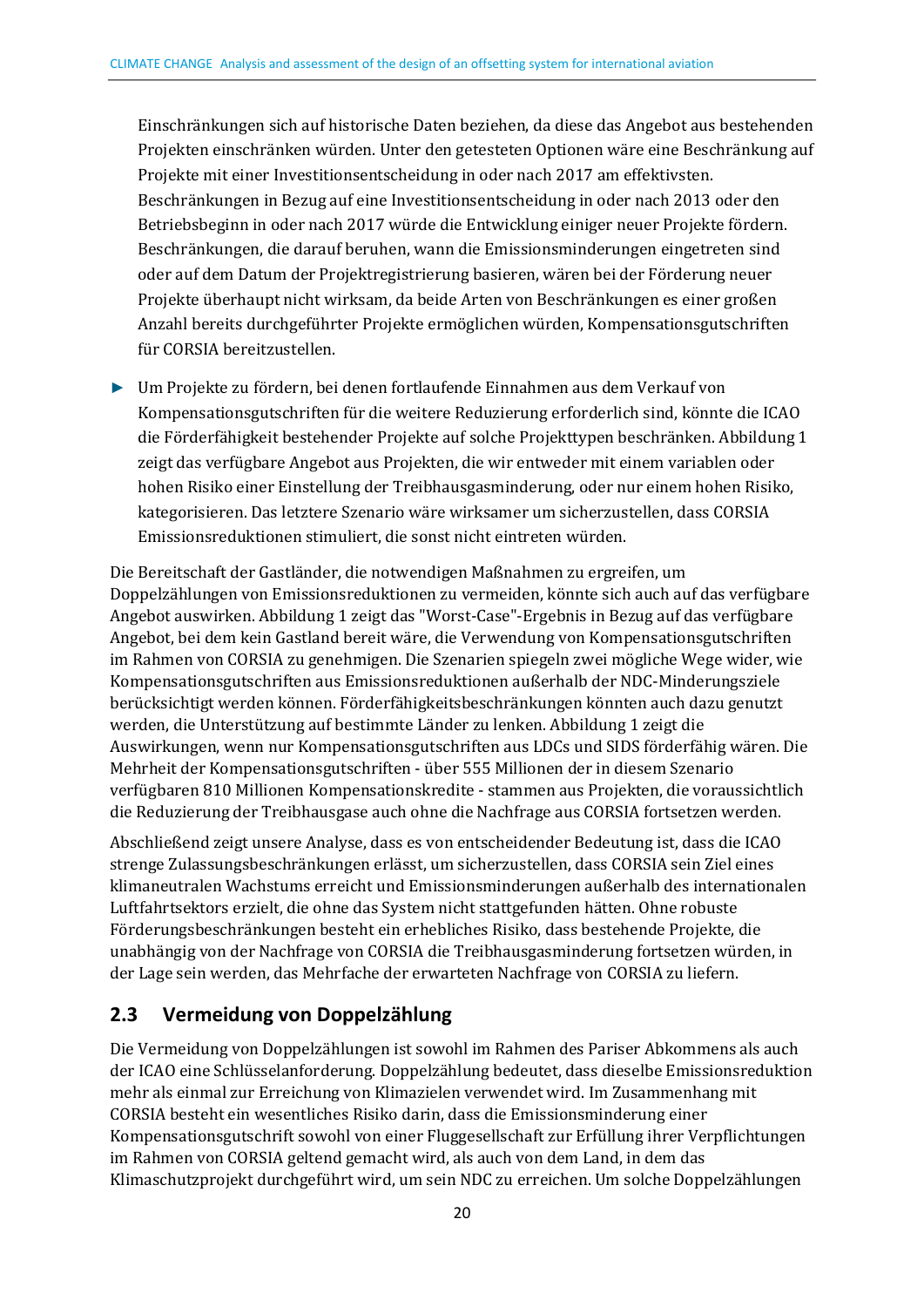Einschränkungen sich auf historische Daten beziehen, da diese das Angebot aus bestehenden Projekten einschränken würden. Unter den getesteten Optionen wäre eine Beschränkung auf Projekte mit einer Investitionsentscheidung in oder nach 2017 am effektivsten. Beschränkungen in Bezug auf eine Investitionsentscheidung in oder nach 2013 oder den Betriebsbeginn in oder nach 2017 würde die Entwicklung einiger neuer Projekte fördern. Beschränkungen, die darauf beruhen, wann die Emissionsminderungen eingetreten sind oder auf dem Datum der Projektregistrierung basieren, wären bei der Förderung neuer Projekte überhaupt nicht wirksam, da beide Arten von Beschränkungen es einer großen Anzahl bereits durchgeführter Projekte ermöglichen würden, Kompensationsgutschriften für CORSIA bereitzustellen.

- Um Projekte zu fördern, bei denen fortlaufende Einnahmen aus dem Verkauf von Kompensationsgutschriften für die weitere Reduzierung erforderlich sind, könnte die ICAO die Förderfähigkeit bestehender Projekte auf solche Projekttypen beschränken. Abbildung 1 zeigt das verfügbare Angebot aus Projekten, die wir entweder mit einem variablen oder hohen Risiko einer Einstellung der Treibhausgasminderung, oder nur einem hohen Risiko, kategorisieren. Das letztere Szenario wäre wirksamer um sicherzustellen, dass CORSIA Emissionsreduktionen stimuliert, die sonst nicht eintreten würden.

Die Bereitschaft der Gastländer, die notwendigen Maßnahmen zu ergreifen, um Doppelzählungen von Emissionsreduktionen zu vermeiden, könnte sich auch auf das verfügbare Angebot auswirken. Abbildung 1 zeigt das "Worst-Case"-Ergebnis in Bezug auf das verfügbare Angebot, bei dem kein Gastland bereit wäre, die Verwendung von Kompensationsgutschriften im Rahmen von CORSIA zu genehmigen. Die Szenarien spiegeln zwei mögliche Wege wider, wie Kompensationsgutschriften aus Emissionsreduktionen außerhalb der NDC-Minderungsziele berücksichtigt werden können. Förderfähigkeitsbeschränkungen könnten auch dazu genutzt werden, die Unterstützung auf bestimmte Länder zu lenken. Abbildung 1 zeigt die Auswirkungen, wenn nur Kompensationsgutschriften aus LDCs und SIDS förderfähig wären. Die Mehrheit der Kompensationsgutschriften - über 555 Millionen der in diesem Szenario verfügbaren 810 Millionen Kompensationskredite - stammen aus Projekten, die voraussichtlich die Reduzierung der Treibhausgase auch ohne die Nachfrage aus CORSIA fortsetzen werden.

Abschließend zeigt unsere Analyse, dass es von entscheidender Bedeutung ist, dass die ICAO strenge Zulassungsbeschränkungen erlässt, um sicherzustellen, dass CORSIA sein Ziel eines klimaneutralen Wachstums erreicht und Emissionsminderungen außerhalb des internationalen Luftfahrtsektors erzielt, die ohne das System nicht stattgefunden hätten. Ohne robuste Förderungsbeschränkungen besteht ein erhebliches Risiko, dass bestehende Projekte, die unabhängig von der Nachfrage von CORSIA die Treibhausgasminderung fortsetzen würden, in der Lage sein werden, das Mehrfache der erwarteten Nachfrage von CORSIA zu liefern.

## 2.3 Vermeidung von Doppelzählung

Die Vermeidung von Doppelzählungen ist sowohl im Rahmen des Pariser Abkommens als auch der ICAO eine Schlüsselanforderung. Doppelzählung bedeutet, dass dieselbe Emissionsreduktion mehr als einmal zur Erreichung von Klimazielen verwendet wird. Im Zusammenhang mit CORSIA besteht ein wesentliches Risiko darin, dass die Emissionsminderung einer Kompensationsgutschrift sowohl von einer Fluggesellschaft zur Erfüllung ihrer Verpflichtungen im Rahmen von CORSIA geltend gemacht wird, als auch von dem Land, in dem das Klimaschutzprojekt durchgeführt wird, um sein NDC zu erreichen. Um solche Doppelzählungen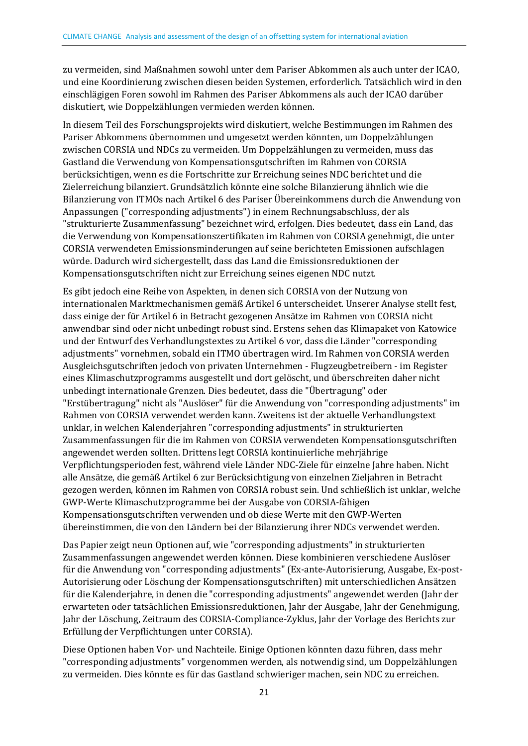zu vermeiden, sind Maßnahmen sowohl unter dem Pariser Abkommen als auch unter der ICAO, und eine Koordinierung zwischen diesen beiden Systemen, erforderlich. Tatsächlich wird in den einschlägigen Foren sowohl im Rahmen des Pariser Abkommens als auch der ICAO darüber diskutiert, wie Doppelzählungen vermieden werden können.

In diesem Teil des Forschungsprojekts wird diskutiert, welche Bestimmungen im Rahmen des Pariser Abkommens übernommen und umgesetzt werden könnten, um Doppelzählungen zwischen CORSIA und NDCs zu vermeiden. Um Doppelzählungen zu vermeiden, muss das Gastland die Verwendung von Kompensationsgutschriften im Rahmen von CORSIA berücksichtigen, wenn es die Fortschritte zur Erreichung seines NDC berichtet und die Zielerreichung bilanziert. Grundsätzlich könnte eine solche Bilanzierung ähnlich wie die Bilanzierung von ITMOs nach Artikel 6 des Pariser Übereinkommens durch die Anwendung von Anpassungen ("corresponding adjustments") in einem Rechnungsabschluss, der als "strukturierte Zusammenfassung" bezeichnet wird, erfolgen. Dies bedeutet, dass ein Land, das die Verwendung von Kompensationszertifikaten im Rahmen von CORSIA genehmigt, die unter CORSIA verwendeten Emissionsminderungen auf seine berichteten Emissionen aufschlagen würde. Dadurch wird sichergestellt, dass das Land die Emissionsreduktionen der Kompensationsgutschriften nicht zur Erreichung seines eigenen NDC nutzt.

Es gibt jedoch eine Reihe von Aspekten, in denen sich CORSIA von der Nutzung von internationalen Marktmechanismen gemäß Artikel 6 unterscheidet. Unserer Analyse stellt fest, dass einige der für Artikel 6 in Betracht gezogenen Ansätze im Rahmen von CORSIA nicht anwendbar sind oder nicht unbedingt robust sind. Erstens sehen das Klimapaket von Katowice und der Entwurf des Verhandlungstextes zu Artikel 6 vor, dass die Länder "corresponding adjustments" vornehmen, sobald ein ITMO übertragen wird. Im Rahmen von CORSIA werden Ausgleichsgutschriften jedoch von privaten Unternehmen - Flugzeugbetreibern - im Register eines Klimaschutzprogramms ausgestellt und dort gelöscht, und überschreiten daher nicht unbedingt internationale Grenzen. Dies bedeutet, dass die "Übertragung" oder "Erstübertragung" nicht als "Auslöser" für die Anwendung von "corresponding adjustments" im Rahmen von CORSIA verwendet werden kann. Zweitens ist der aktuelle Verhandlungstext unklar, in welchen Kalenderjahren "corresponding adjustments" in strukturierten Zusammenfassungen für die im Rahmen von CORSIA verwendeten Kompensationsgutschriften angewendet werden sollten. Drittens legt CORSIA kontinuierliche mehrjährige Verpflichtungsperioden fest, während viele Länder NDC-Ziele für einzelne Jahre haben. Nicht alle Ansätze, die gemäß Artikel 6 zur Berücksichtigung von einzelnen Zieljahren in Betracht gezogen werden, können im Rahmen von CORSIA robust sein. Und schließlich ist unklar, welche GWP-Werte Klimaschutzprogramme bei der Ausgabe von CORSIA-fähigen Kompensationsgutschriften verwenden und ob diese Werte mit den GWP-Werten übereinstimmen, die von den Ländern bei der Bilanzierung ihrer NDCs verwendet werden.

Das Papier zeigt neun Optionen auf, wie "corresponding adjustments" in strukturierten Zusammenfassungen angewendet werden können. Diese kombinieren verschiedene Auslöser für die Anwendung von "corresponding adjustments" (Ex-ante-Autorisierung, Ausgabe, Ex-post-Autorisierung oder Löschung der Kompensationsgutschriften) mit unterschiedlichen Ansätzen für die Kalenderjahre, in denen die "corresponding adjustments" angewendet werden (Jahr der erwarteten oder tatsächlichen Emissionsreduktionen, Jahr der Ausgabe, Jahr der Genehmigung, Jahr der Löschung, Zeitraum des CORSIA-Compliance-Zyklus, Jahr der Vorlage des Berichts zur Erfüllung der Verpflichtungen unter CORSIA).

Diese Optionen haben Vor- und Nachteile. Einige Optionen könnten dazu führen, dass mehr "corresponding adjustments" vorgenommen werden, als notwendig sind, um Doppelzählungen zu vermeiden. Dies könnte es für das Gastland schwieriger machen, sein NDC zu erreichen.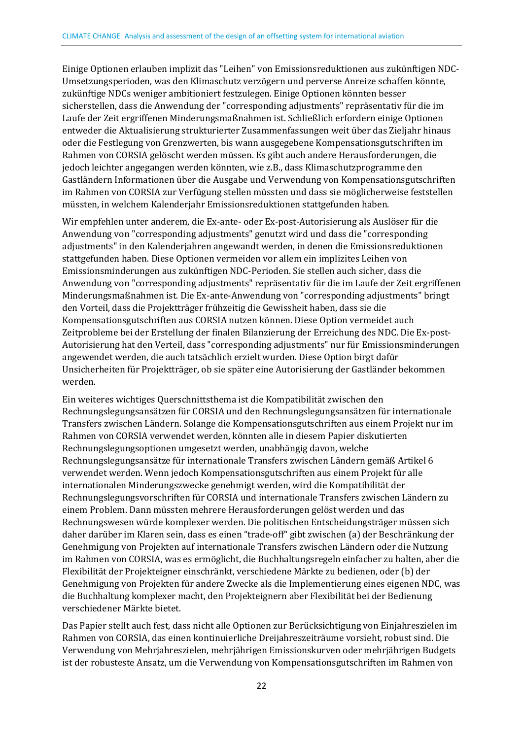Einige Optionen erlauben implizit das "Leihen" von Emissionsreduktionen aus zukünftigen NDC-Umsetzungsperioden, was den Klimaschutz verzögern und perverse Anreize schaffen könnte, zukünftige NDCs weniger ambitioniert festzulegen. Einige Optionen könnten besser sicherstellen, dass die Anwendung der "corresponding adjustments" repräsentativ für die im Laufe der Zeit ergriffenen Minderungsmaßnahmen ist. Schließlich erfordern einige Optionen entweder die Aktualisierung strukturierter Zusammenfassungen weit über das Zieljahr hinaus oder die Festlegung von Grenzwerten, bis wann ausgegebene Kompensationsgutschriften im Rahmen von CORSIA gelöscht werden müssen. Es gibt auch andere Herausforderungen, die jedoch leichter angegangen werden könnten, wie z.B., dass Klimaschutzprogramme den Gastländern Informationen über die Ausgabe und Verwendung von Kompensationsgutschriften im Rahmen von CORSIA zur Verfügung stellen müssten und dass sie möglicherweise feststellen müssten, in welchem Kalenderjahr Emissionsreduktionen stattgefunden haben.

Wir empfehlen unter anderem, die Ex-ante- oder Ex-post-Autorisierung als Auslöser für die Anwendung von "corresponding adjustments" genutzt wird und dass die "corresponding adjustments" in den Kalenderjahren angewandt werden, in denen die Emissionsreduktionen stattgefunden haben. Diese Optionen vermeiden vor allem ein implizites Leihen von Emissionsminderungen aus zukünftigen NDC-Perioden. Sie stellen auch sicher, dass die Anwendung von "corresponding adjustments" repräsentativ für die im Laufe der Zeit ergriffenen Minderungsmaßnahmen ist. Die Ex-ante-Anwendung von "corresponding adjustments" bringt den Vorteil, dass die Projektträger frühzeitig die Gewissheit haben, dass sie die Kompensationsgutschriften aus CORSIA nutzen können. Diese Option vermeidet auch Zeitprobleme bei der Erstellung der finalen Bilanzierung der Erreichung des NDC. Die Ex-post-Autorisierung hat den Verteil, dass "corresponding adjustments" nur für Emissionsminderungen angewendet werden, die auch tatsächlich erzielt wurden. Diese Option birgt dafür Unsicherheiten für Projektträger, ob sie später eine Autorisierung der Gastländer bekommen werden.

Ein weiteres wichtiges Querschnittsthema ist die Kompatibilität zwischen den Rechnungslegungsansätzen für CORSIA und den Rechnungslegungsansätzen für internationale Transfers zwischen Ländern. Solange die Kompensationsgutschriften aus einem Projekt nur im Rahmen von CORSIA verwendet werden, könnten alle in diesem Papier diskutierten Rechnungslegungsoptionen umgesetzt werden, unabhängig davon, welche Rechnungslegungsansätze für internationale Transfers zwischen Ländern gemäß Artikel 6 verwendet werden. Wenn jedoch Kompensationsgutschriften aus einem Projekt für alle internationalen Minderungszwecke genehmigt werden, wird die Kompatibilität der Rechnungslegungsvorschriften für CORSIA und internationale Transfers zwischen Ländern zu einem Problem. Dann müssten mehrere Herausforderungen gelöst werden und das Rechnungswesen würde komplexer werden. Die politischen Entscheidungsträger müssen sich daher darüber im Klaren sein, dass es einen "trade-off" gibt zwischen (a) der Beschränkung der Genehmigung von Projekten auf internationale Transfers zwischen Ländern oder die Nutzung im Rahmen von CORSIA, was es ermöglicht, die Buchhaltungsregeln einfacher zu halten, aber die Flexibilität der Projekteigner einschränkt, verschiedene Märkte zu bedienen, oder (b) der Genehmigung von Projekten für andere Zwecke als die Implementierung eines eigenen NDC, was die Buchhaltung komplexer macht, den Projekteignern aber Flexibilität bei der Bedienung verschiedener Märkte bietet.

Das Papier stellt auch fest, dass nicht alle Optionen zur Berücksichtigung von Einjahreszielen im Rahmen von CORSIA, das einen kontinuierliche Dreijahreszeiträume vorsieht, robust sind. Die Verwendung von Mehrjahreszielen, mehrjährigen Emissionskurven oder mehrjährigen Budgets ist der robusteste Ansatz, um die Verwendung von Kompensationsgutschriften im Rahmen von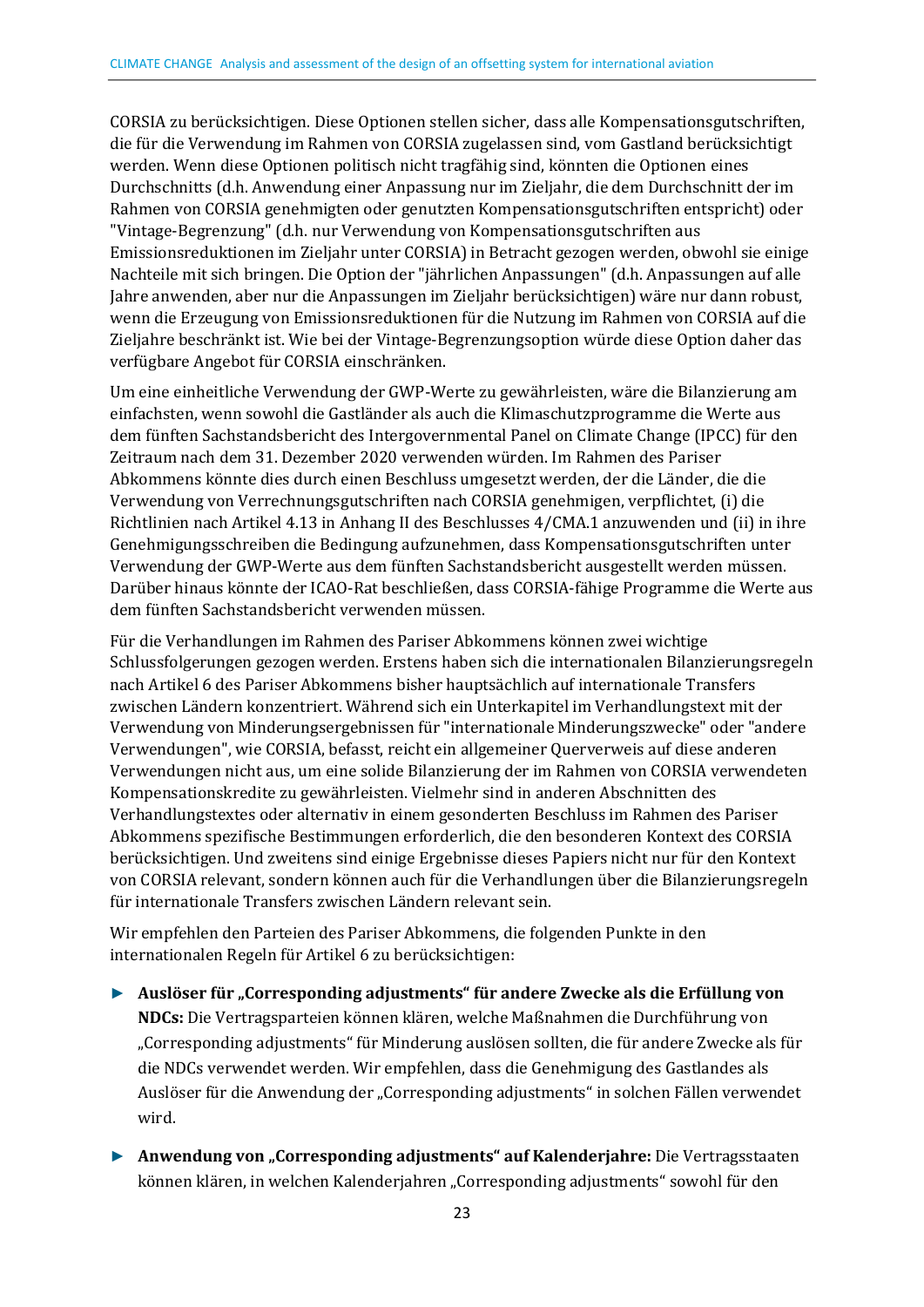CORSIA zu berücksichtigen. Diese Optionen stellen sicher, dass alle Kompensationsgutschriften, die für die Verwendung im Rahmen von CORSIA zugelassen sind, vom Gastland berücksichtigt werden. Wenn diese Optionen politisch nicht tragfähig sind, könnten die Optionen eines Durchschnitts (d.h. Anwendung einer Anpassung nur im Zieljahr, die dem Durchschnitt der im Rahmen von CORSIA genehmigten oder genutzten Kompensationsgutschriften entspricht) oder "Vintage-Begrenzung" (d.h. nur Verwendung von Kompensationsgutschriften aus Emissionsreduktionen im Zieljahr unter CORSIA) in Betracht gezogen werden, obwohl sie einige Nachteile mit sich bringen. Die Option der "jährlichen Anpassungen" (d.h. Anpassungen auf alle Jahre anwenden, aber nur die Anpassungen im Zieljahr berücksichtigen) wäre nur dann robust, wenn die Erzeugung von Emissionsreduktionen für die Nutzung im Rahmen von CORSIA auf die Zieljahre beschränkt ist. Wie bei der Vintage-Begrenzungsoption würde diese Option daher das verfügbare Angebot für CORSIA einschränken.

Um eine einheitliche Verwendung der GWP-Werte zu gewährleisten, wäre die Bilanzierung am einfachsten, wenn sowohl die Gastländer als auch die Klimaschutzprogramme die Werte aus dem fünften Sachstandsbericht des Intergovernmental Panel on Climate Change (IPCC) für den Zeitraum nach dem 31. Dezember 2020 verwenden würden. Im Rahmen des Pariser Abkommens könnte dies durch einen Beschluss umgesetzt werden, der die Länder, die die Verwendung von Verrechnungsgutschriften nach CORSIA genehmigen, verpflichtet, (i) die Richtlinien nach Artikel 4.13 in Anhang II des Beschlusses 4/CMA.1 anzuwenden und (ii) in ihre Genehmigungsschreiben die Bedingung aufzunehmen, dass Kompensationsgutschriften unter Verwendung der GWP-Werte aus dem fünften Sachstandsbericht ausgestellt werden müssen. Darüber hinaus könnte der ICAO-Rat beschließen, dass CORSIA-fähige Programme die Werte aus dem fünften Sachstandsbericht verwenden müssen.

Für die Verhandlungen im Rahmen des Pariser Abkommens können zwei wichtige Schlussfolgerungen gezogen werden. Erstens haben sich die internationalen Bilanzierungsregeln nach Artikel 6 des Pariser Abkommens bisher hauptsächlich auf internationale Transfers zwischen Ländern konzentriert. Während sich ein Unterkapitel im Verhandlungstext mit der Verwendung von Minderungsergebnissen für "internationale Minderungszwecke" oder "andere Verwendungen", wie CORSIA, befasst, reicht ein allgemeiner Querverweis auf diese anderen Verwendungen nicht aus, um eine solide Bilanzierung der im Rahmen von CORSIA verwendeten Kompensationskredite zu gewährleisten. Vielmehr sind in anderen Abschnitten des Verhandlungstextes oder alternativ in einem gesonderten Beschluss im Rahmen des Pariser Abkommens spezifische Bestimmungen erforderlich, die den besonderen Kontext des CORSIA berücksichtigen. Und zweitens sind einige Ergebnisse dieses Papiers nicht nur für den Kontext von CORSIA relevant, sondern können auch für die Verhandlungen über die Bilanzierungsregeln für internationale Transfers zwischen Ländern relevant sein.

Wir empfehlen den Parteien des Pariser Abkommens, die folgenden Punkte in den internationalen Regeln für Artikel 6 zu berücksichtigen:

- **Auslöser für „Corresponding adjustments" für andere Zwecke als die Erfüllung von NDCs:** Die Vertragsparteien können klären, welche Maßnahmen die Durchführung von „Corresponding adjustments" für Minderung auslösen sollten, die für andere Zwecke als für die NDCs verwendet werden. Wir empfehlen, dass die Genehmigung des Gastlandes als Auslöser für die Anwendung der „Corresponding adjustments" in solchen Fällen verwendet wird.

- **Anwendung von „Corresponding adjustments" auf Kalenderjahre:** Die Vertragsstaaten können klären, in welchen Kalenderjahren „Corresponding adjustments" sowohl für den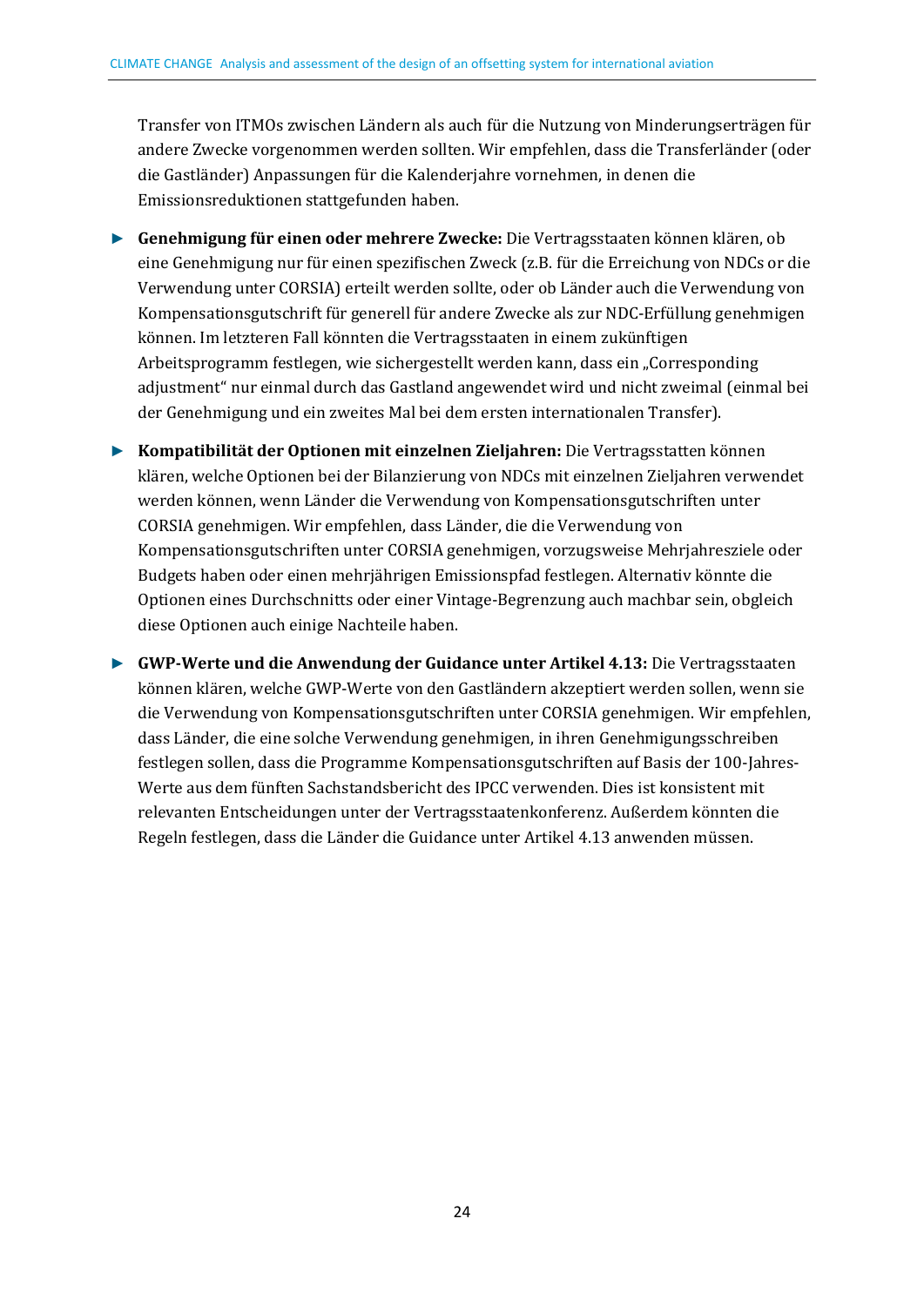Transfer von ITMOs zwischen Ländern als auch für die Nutzung von Minderungserträgen für andere Zwecke vorgenommen werden sollten. Wir empfehlen, dass die Transferländer (oder die Gastländer) Anpassungen für die Kalenderjahre vornehmen, in denen die Emissionsreduktionen stattgefunden haben.

- **Genehmigung für einen oder mehrere Zwecke:** Die Vertragsstaaten können klären, ob eine Genehmigung nur für einen spezifischen Zweck (z.B. für die Erreichung von NDCs or die Verwendung unter CORSIA) erteilt werden sollte, oder ob Länder auch die Verwendung von Kompensationsgutschrift für generell für andere Zwecke als zur NDC-Erfüllung genehmigen können. Im letzteren Fall könnten die Vertragsstaaten in einem zukünftigen Arbeitsprogramm festlegen, wie sichergestellt werden kann, dass ein „Corresponding adjustment" nur einmal durch das Gastland angewendet wird und nicht zweimal (einmal bei der Genehmigung und ein zweites Mal bei dem ersten internationalen Transfer).
- **Kompatibilität der Optionen mit einzelnen Zieljahren:** Die Vertragsstatten können klären, welche Optionen bei der Bilanzierung von NDCs mit einzelnen Zieljahren verwendet werden können, wenn Länder die Verwendung von Kompensationsgutschriften unter CORSIA genehmigen. Wir empfehlen, dass Länder, die die Verwendung von Kompensationsgutschriften unter CORSIA genehmigen, vorzugsweise Mehrjahresziele oder Budgets haben oder einen mehrjährigen Emissionspfad festlegen. Alternativ könnte die Optionen eines Durchschnitts oder einer Vintage-Begrenzung auch machbar sein, obgleich diese Optionen auch einige Nachteile haben.
- **GWP-Werte und die Anwendung der Guidance unter Artikel 4.13:** Die Vertragsstaaten können klären, welche GWP-Werte von den Gastländern akzeptiert werden sollen, wenn sie die Verwendung von Kompensationsgutschriften unter CORSIA genehmigen. Wir empfehlen, dass Länder, die eine solche Verwendung genehmigen, in ihren Genehmigungsschreiben festlegen sollen, dass die Programme Kompensationsgutschriften auf Basis der 100-Jahres-Werte aus dem fünften Sachstandsbericht des IPCC verwenden. Dies ist konsistent mit relevanten Entscheidungen unter der Vertragsstaatenkonferenz. Außerdem könnten die Regeln festlegen, dass die Länder die Guidance unter Artikel 4.13 anwenden müssen.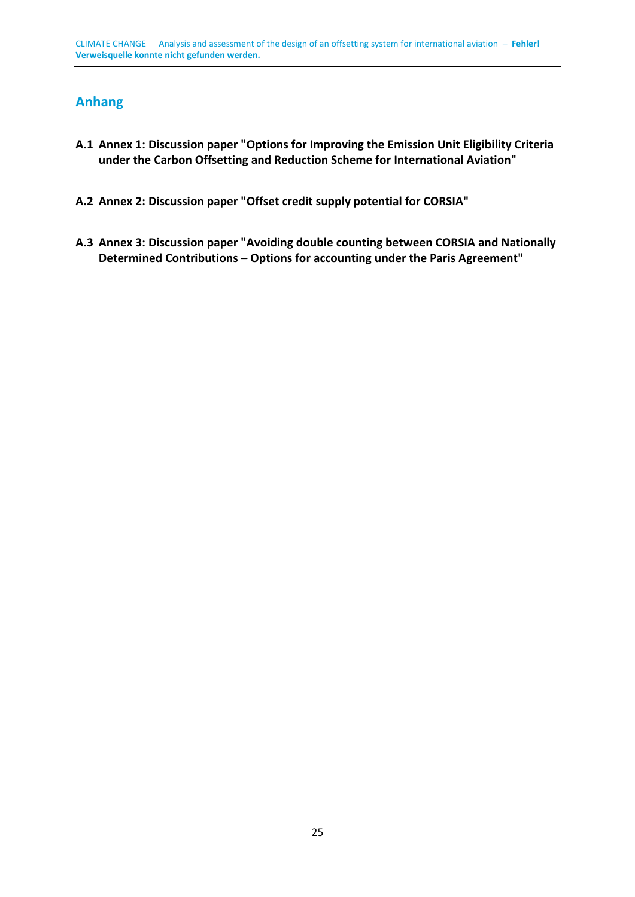# Anhang

## A.1 Annex 1: Discussion paper "Options for Improving the Emission Unit Eligibility Criteria under the Carbon Offsetting and Reduction Scheme for International Aviation"

## A.2 Annex 2: Discussion paper "Offset credit supply potential for CORSIA"

## A.3 Annex 3: Discussion paper "Avoiding double counting between CORSIA and Nationally Determined Contributions – Options for accounting under the Paris Agreement"